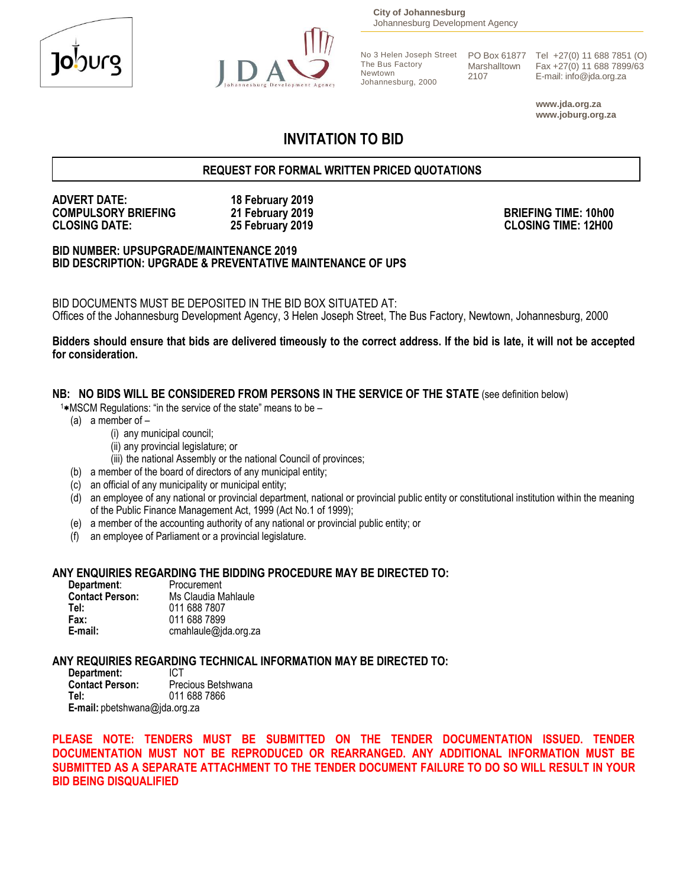City of Johannesburg
Johannesburg Development Agency

No 3 Helen Joseph Street
The Bus Factory
Newtown
Johannesburg, 2000

PO Box 61877
Marshalltown
2107

Tel +27(0) 11 688 7851 (O)
Fax +27(0) 11 688 7899/63
E-mail: info@jda.org.za

**www.jda.org.za**
**www.joburg.org.za**

# INVITATION TO BID

## REQUEST FOR FORMAL WRITTEN PRICED QUOTATIONS

**ADVERT DATE:** **18 February 2019**
**COMPULSORY BRIEFING** **21 February 2019** **BRIEFING TIME: 10h00**
**CLOSING DATE:** **25 February 2019** **CLOSING TIME: 12H00**

**BID NUMBER: UPSUPGRADE/MAINTENANCE 2019**
**BID DESCRIPTION: UPGRADE & PREVENTATIVE MAINTENANCE OF UPS**

BID DOCUMENTS MUST BE DEPOSITED IN THE BID BOX SITUATED AT:
Offices of the Johannesburg Development Agency, 3 Helen Joseph Street, The Bus Factory, Newtown, Johannesburg, 2000

**Bidders should ensure that bids are delivered timeously to the correct address. If the bid is late, it will not be accepted for consideration.**

**NB: NO BIDS WILL BE CONSIDERED FROM PERSONS IN THE SERVICE OF THE STATE** (see definition below)

[1]*MSCM Regulations: "in the service of the state" means to be –

(a) a member of –
  (i) any municipal council;
  (ii) any provincial legislature; or
  (iii) the national Assembly or the national Council of provinces;
(b) a member of the board of directors of any municipal entity;
(c) an official of any municipality or municipal entity;
(d) an employee of any national or provincial department, national or provincial public entity or constitutional institution within the meaning of the Public Finance Management Act, 1999 (Act No.1 of 1999);
(e) a member of the accounting authority of any national or provincial public entity; or
(f) an employee of Parliament or a provincial legislature.

**ANY ENQUIRIES REGARDING THE BIDDING PROCEDURE MAY BE DIRECTED TO:**

**Department**: Procurement
**Contact Person:** Ms Claudia Mahlaule
**Tel:** 011 688 7807
**Fax:** 011 688 7899
**E-mail:** cmahlaule@jda.org.za

**ANY REQUIRIES REGARDING TECHNICAL INFORMATION MAY BE DIRECTED TO:**

**Department:** ICT
**Contact Person:** Precious Betshwana
**Tel:** 011 688 7866
**E-mail:** pbetshwana@jda.org.za

**PLEASE NOTE: TENDERS MUST BE SUBMITTED ON THE TENDER DOCUMENTATION ISSUED. TENDER DOCUMENTATION MUST NOT BE REPRODUCED OR REARRANGED. ANY ADDITIONAL INFORMATION MUST BE SUBMITTED AS A SEPARATE ATTACHMENT TO THE TENDER DOCUMENT FAILURE TO DO SO WILL RESULT IN YOUR BID BEING DISQUALIFIED**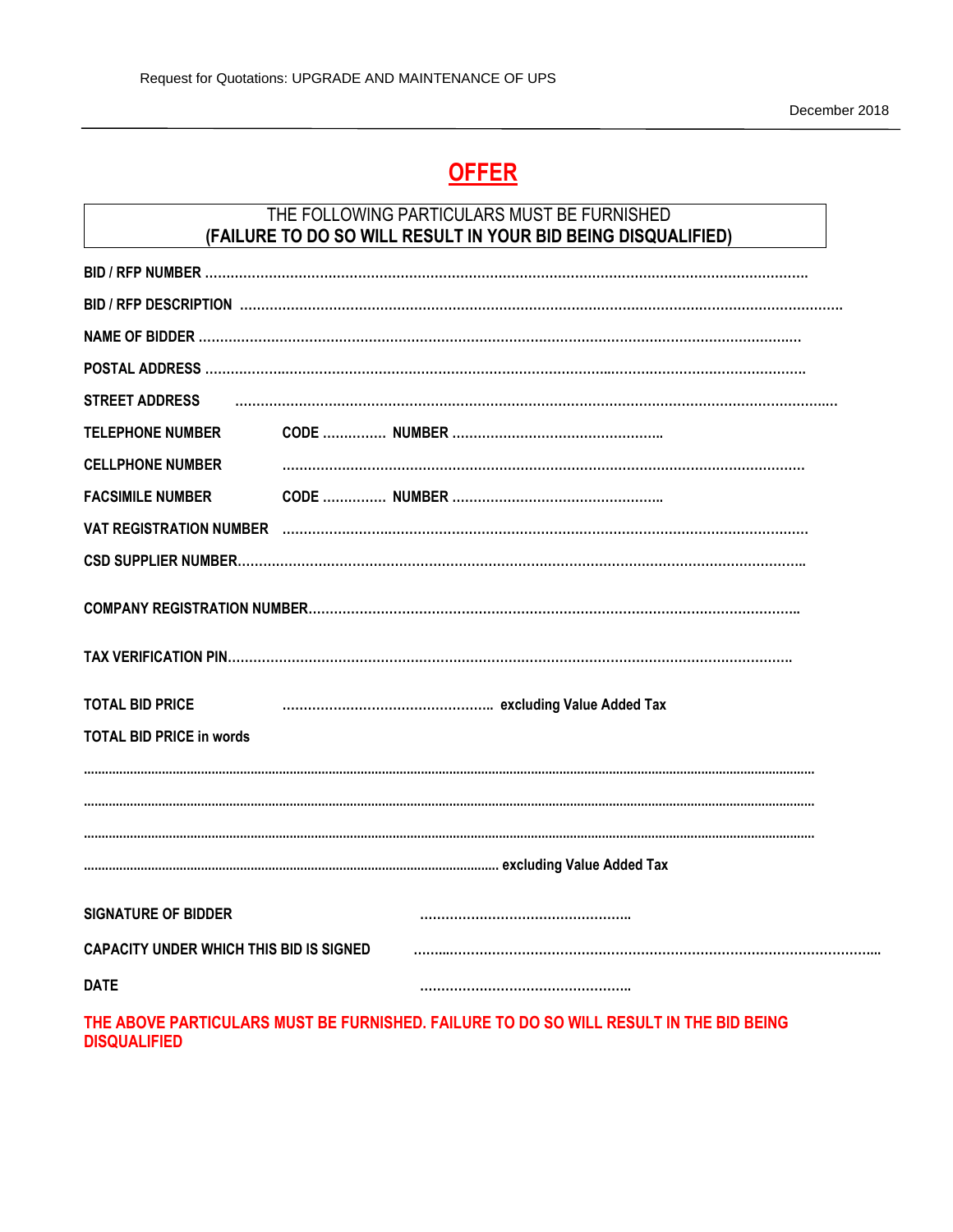# OFFER

**THE FOLLOWING PARTICULARS MUST BE FURNISHED**
**(FAILURE TO DO SO WILL RESULT IN YOUR BID BEING DISQUALIFIED)**

**BID / RFP NUMBER** ……………………………………………………………………………………………………………

**BID / RFP DESCRIPTION** ……………………………………………………………………………………………………………

**NAME OF BIDDER** ……………………………………………………………………………………………………………

**POSTAL ADDRESS** ……………………………………………………………………………………………………………

**STREET ADDRESS** ……………………………………………………………………………………………………………

**TELEPHONE NUMBER** **CODE** …………… **NUMBER** ……………………………………………

**CELLPHONE NUMBER** ……………………………………………………………………………………………………

**FACSIMILE NUMBER** **CODE** …………… **NUMBER** ……………………………………………

**VAT REGISTRATION NUMBER** ……………………………………………………………………………………………

**CSD SUPPLIER NUMBER** ……………………………………………………………………………………………………

**COMPANY REGISTRATION NUMBER** …………………………………………………………………………………

**TAX VERIFICATION PIN** ……………………………………………………………………………………………………

**TOTAL BID PRICE** …………………………………………… **excluding Value Added Tax**

**TOTAL BID PRICE in words**

……………………………………………………………………………………………………………………………………

……………………………………………………………………………………………………………………………………

……………………………………………………………………………………………………………………………………

…………………………………………………………………………………… **excluding Value Added Tax**

**SIGNATURE OF BIDDER** ……………………………………………

**CAPACITY UNDER WHICH THIS BID IS SIGNED** ……………………………………………………………………………

**DATE** ……………………………………………

**THE ABOVE PARTICULARS MUST BE FURNISHED. FAILURE TO DO SO WILL RESULT IN THE BID BEING DISQUALIFIED**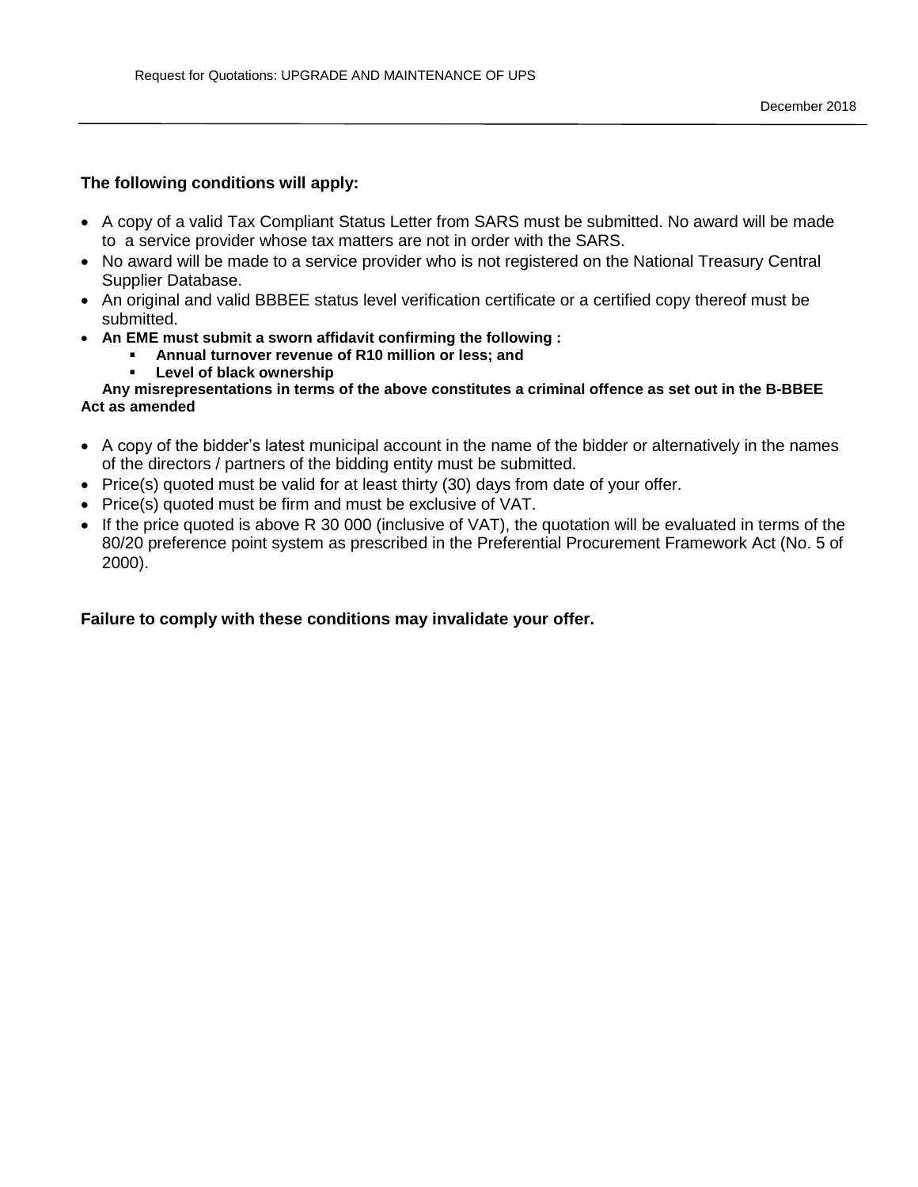**The following conditions will apply:**

- A copy of a valid Tax Compliant Status Letter from SARS must be submitted. No award will be made to a service provider whose tax matters are not in order with the SARS.
- No award will be made to a service provider who is not registered on the National Treasury Central Supplier Database.
- An original and valid BBBEE status level verification certificate or a certified copy thereof must be submitted.
- **An EME must submit a sworn affidavit confirming the following :**
  - **Annual turnover revenue of R10 million or less; and**
  - **Level of black ownership**

**Any misrepresentations in terms of the above constitutes a criminal offence as set out in the B-BBEE Act as amended**

- A copy of the bidder's latest municipal account in the name of the bidder or alternatively in the names of the directors / partners of the bidding entity must be submitted.
- Price(s) quoted must be valid for at least thirty (30) days from date of your offer.
- Price(s) quoted must be firm and must be exclusive of VAT.
- If the price quoted is above R 30 000 (inclusive of VAT), the quotation will be evaluated in terms of the 80/20 preference point system as prescribed in the Preferential Procurement Framework Act (No. 5 of 2000).

**Failure to comply with these conditions may invalidate your offer.**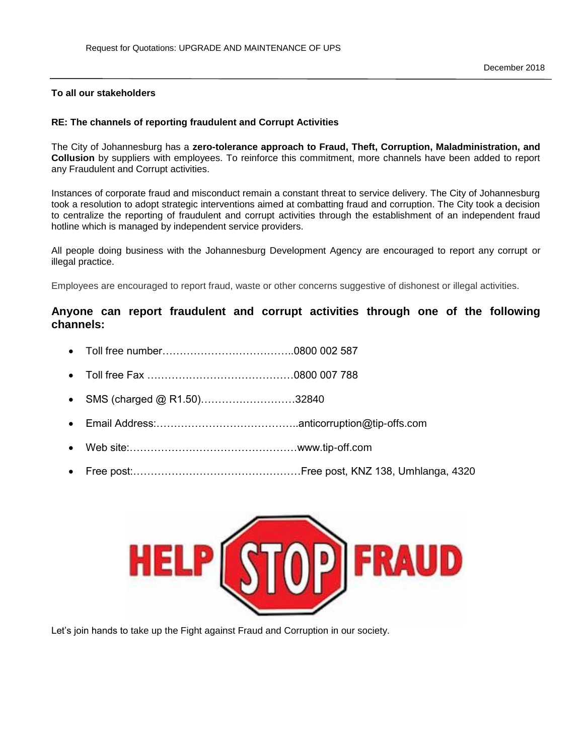**To all our stakeholders**

**RE: The channels of reporting fraudulent and Corrupt Activities**

The City of Johannesburg has a **zero-tolerance approach to Fraud, Theft, Corruption, Maladministration, and Collusion** by suppliers with employees. To reinforce this commitment, more channels have been added to report any Fraudulent and Corrupt activities.

Instances of corporate fraud and misconduct remain a constant threat to service delivery. The City of Johannesburg took a resolution to adopt strategic interventions aimed at combatting fraud and corruption. The City took a decision to centralize the reporting of fraudulent and corrupt activities through the establishment of an independent fraud hotline which is managed by independent service providers.

All people doing business with the Johannesburg Development Agency are encouraged to report any corrupt or illegal practice.

Employees are encouraged to report fraud, waste or other concerns suggestive of dishonest or illegal activities.

## Anyone can report fraudulent and corrupt activities through one of the following channels:

- Toll free number………………………………..0800 002 587
- Toll free Fax ……………………………………0800 007 788
- SMS (charged @ R1.50)………………………32840
- Email Address:…………………………………..anticorruption@tip-offs.com
- Web site:…………………………………………www.tip-off.com
- Free post:…………………………………………Free post, KNZ 138, Umhlanga, 4320

HELP STOP FRAUD

Let's join hands to take up the Fight against Fraud and Corruption in our society.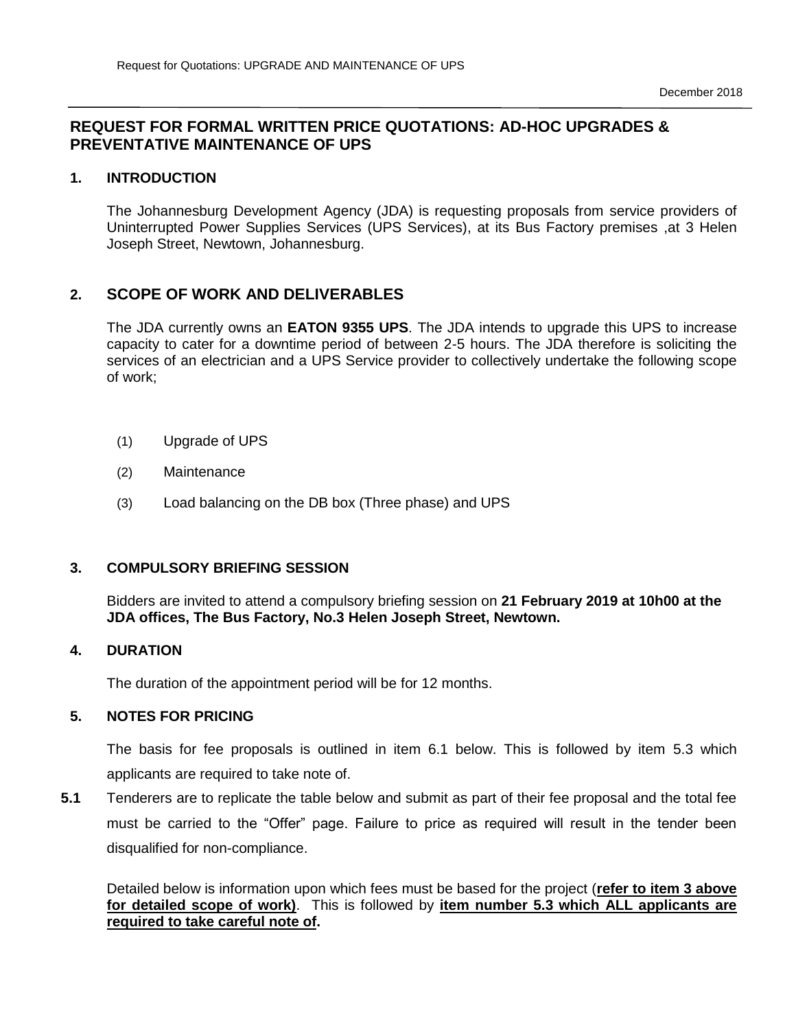December 2018

## REQUEST FOR FORMAL WRITTEN PRICE QUOTATIONS: AD-HOC UPGRADES & PREVENTATIVE MAINTENANCE OF UPS

### 1. INTRODUCTION

The Johannesburg Development Agency (JDA) is requesting proposals from service providers of Uninterrupted Power Supplies Services (UPS Services), at its Bus Factory premises ,at 3 Helen Joseph Street, Newtown, Johannesburg.

### 2. SCOPE OF WORK AND DELIVERABLES

The JDA currently owns an **EATON 9355 UPS**. The JDA intends to upgrade this UPS to increase capacity to cater for a downtime period of between 2-5 hours. The JDA therefore is soliciting the services of an electrician and a UPS Service provider to collectively undertake the following scope of work;

(1) Upgrade of UPS

(2) Maintenance

(3) Load balancing on the DB box (Three phase) and UPS

### 3. COMPULSORY BRIEFING SESSION

Bidders are invited to attend a compulsory briefing session on **21 February 2019 at 10h00 at the JDA offices, The Bus Factory, No.3 Helen Joseph Street, Newtown.**

### 4. DURATION

The duration of the appointment period will be for 12 months.

### 5. NOTES FOR PRICING

The basis for fee proposals is outlined in item 6.1 below. This is followed by item 5.3 which applicants are required to take note of.

**5.1** Tenderers are to replicate the table below and submit as part of their fee proposal and the total fee must be carried to the "Offer" page. Failure to price as required will result in the tender been disqualified for non-compliance.

Detailed below is information upon which fees must be based for the project (**refer to item 3 above for detailed scope of work)**. This is followed by **item number 5.3 which ALL applicants are required to take careful note of.**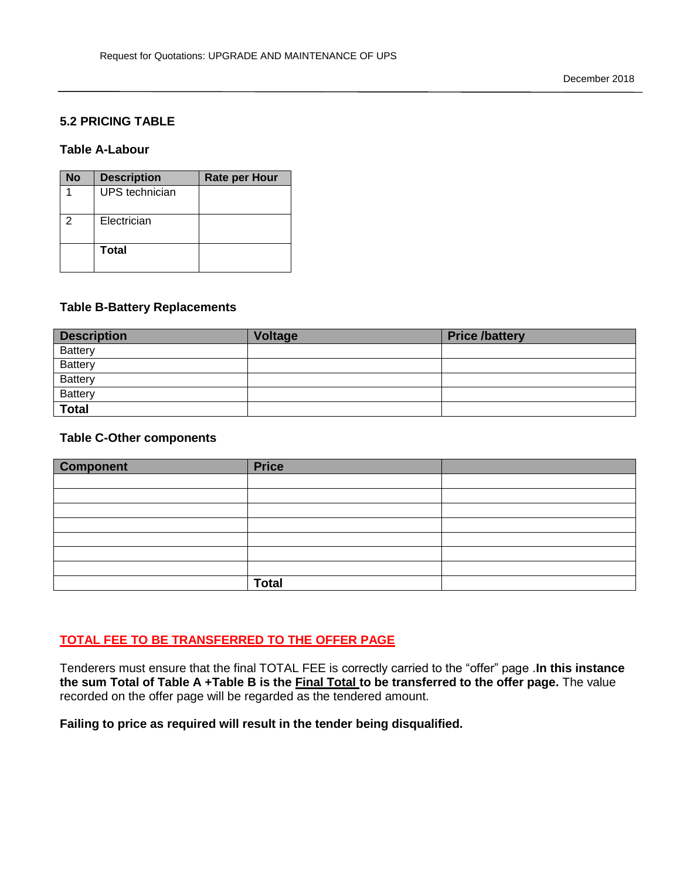## 5.2 PRICING TABLE

### Table A-Labour

| No | Description | Rate per Hour |
|---|---|---|
| 1 | UPS technician | |
| 2 | Electrician | |
| | **Total** | |

### Table B-Battery Replacements

| Description | Voltage | Price /battery |
|---|---|---|
| Battery | | |
| Battery | | |
| Battery | | |
| Battery | | |
| **Total** | | |

### Table C-Other components

| Component | Price | |
|---|---|---|
| | | |
| | | |
| | | |
| | | |
| | | |
| | | |
| | | |
| | **Total** | |

**TOTAL FEE TO BE TRANSFERRED TO THE OFFER PAGE**

Tenderers must ensure that the final TOTAL FEE is correctly carried to the "offer" page .**In this instance the sum Total of Table A +Table B is the Final Total to be transferred to the offer page.** The value recorded on the offer page will be regarded as the tendered amount.

**Failing to price as required will result in the tender being disqualified.**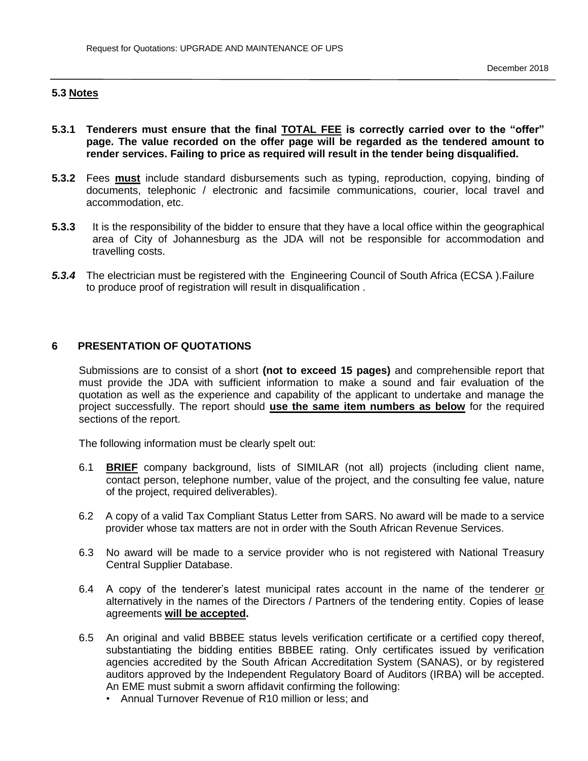### 5.3 Notes

**5.3.1 Tenderers must ensure that the final TOTAL FEE is correctly carried over to the "offer" page. The value recorded on the offer page will be regarded as the tendered amount to render services. Failing to price as required will result in the tender being disqualified.**

**5.3.2** Fees **must** include standard disbursements such as typing, reproduction, copying, binding of documents, telephonic / electronic and facsimile communications, courier, local travel and accommodation, etc.

**5.3.3** It is the responsibility of the bidder to ensure that they have a local office within the geographical area of City of Johannesburg as the JDA will not be responsible for accommodation and travelling costs.

***5.3.4*** The electrician must be registered with the Engineering Council of South Africa (ECSA ).Failure to produce proof of registration will result in disqualification .

## 6 PRESENTATION OF QUOTATIONS

Submissions are to consist of a short **(not to exceed 15 pages)** and comprehensible report that must provide the JDA with sufficient information to make a sound and fair evaluation of the quotation as well as the experience and capability of the applicant to undertake and manage the project successfully. The report should **use the same item numbers as below** for the required sections of the report.

The following information must be clearly spelt out:

6.1 **BRIEF** company background, lists of SIMILAR (not all) projects (including client name, contact person, telephone number, value of the project, and the consulting fee value, nature of the project, required deliverables).

6.2 A copy of a valid Tax Compliant Status Letter from SARS. No award will be made to a service provider whose tax matters are not in order with the South African Revenue Services.

6.3 No award will be made to a service provider who is not registered with National Treasury Central Supplier Database.

6.4 A copy of the tenderer's latest municipal rates account in the name of the tenderer or alternatively in the names of the Directors / Partners of the tendering entity. Copies of lease agreements **will be accepted.**

6.5 An original and valid BBBEE status levels verification certificate or a certified copy thereof, substantiating the bidding entities BBBEE rating. Only certificates issued by verification agencies accredited by the South African Accreditation System (SANAS), or by registered auditors approved by the Independent Regulatory Board of Auditors (IRBA) will be accepted. An EME must submit a sworn affidavit confirming the following:

- Annual Turnover Revenue of R10 million or less; and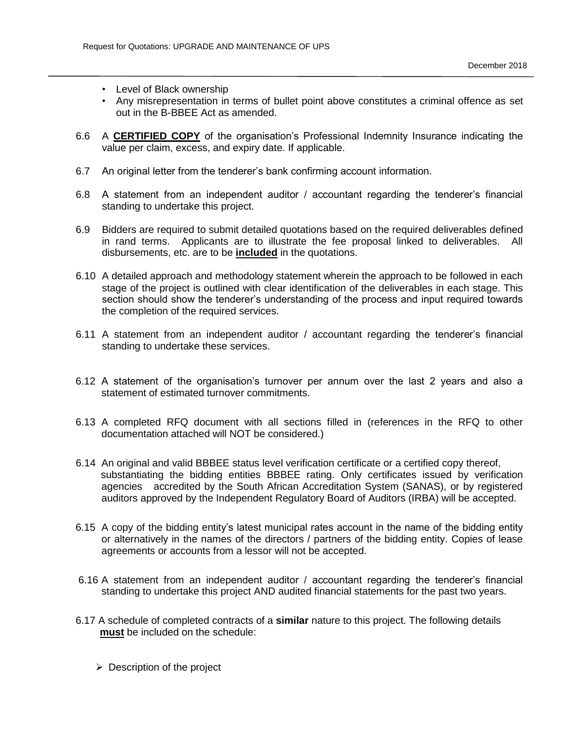- Level of Black ownership
- Any misrepresentation in terms of bullet point above constitutes a criminal offence as set out in the B-BBEE Act as amended.

6.6 A **<u>CERTIFIED COPY</u>** of the organisation's Professional Indemnity Insurance indicating the value per claim, excess, and expiry date. If applicable.

6.7 An original letter from the tenderer's bank confirming account information.

6.8 A statement from an independent auditor / accountant regarding the tenderer's financial standing to undertake this project.

6.9 Bidders are required to submit detailed quotations based on the required deliverables defined in rand terms. Applicants are to illustrate the fee proposal linked to deliverables. All disbursements, etc. are to be **<u>included</u>** in the quotations.

6.10 A detailed approach and methodology statement wherein the approach to be followed in each stage of the project is outlined with clear identification of the deliverables in each stage. This section should show the tenderer's understanding of the process and input required towards the completion of the required services.

6.11 A statement from an independent auditor / accountant regarding the tenderer's financial standing to undertake these services.

6.12 A statement of the organisation's turnover per annum over the last 2 years and also a statement of estimated turnover commitments.

6.13 A completed RFQ document with all sections filled in (references in the RFQ to other documentation attached will NOT be considered.)

6.14 An original and valid BBBEE status level verification certificate or a certified copy thereof, substantiating the bidding entities BBBEE rating. Only certificates issued by verification agencies accredited by the South African Accreditation System (SANAS), or by registered auditors approved by the Independent Regulatory Board of Auditors (IRBA) will be accepted.

6.15 A copy of the bidding entity's latest municipal rates account in the name of the bidding entity or alternatively in the names of the directors / partners of the bidding entity. Copies of lease agreements or accounts from a lessor will not be accepted.

6.16 A statement from an independent auditor / accountant regarding the tenderer's financial standing to undertake this project AND audited financial statements for the past two years.

6.17 A schedule of completed contracts of a **similar** nature to this project. The following details **<u>must</u>** be included on the schedule:

- Description of the project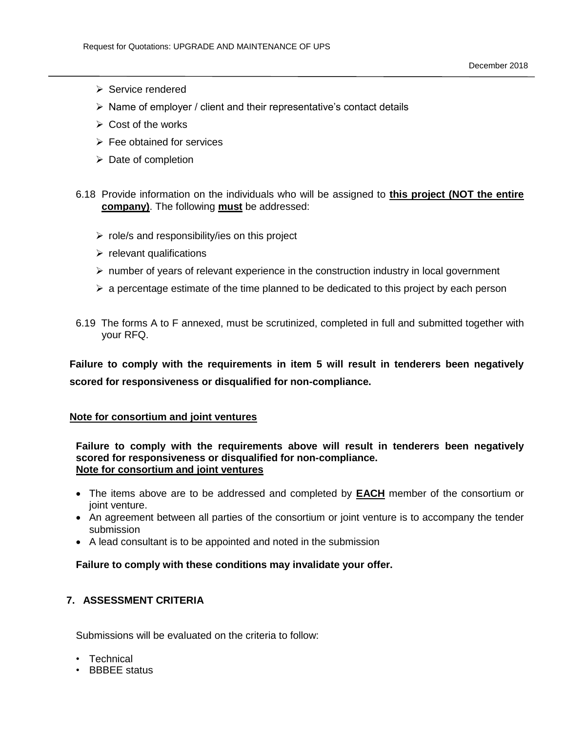- Service rendered
- Name of employer / client and their representative's contact details
- Cost of the works
- Fee obtained for services
- Date of completion

6.18 Provide information on the individuals who will be assigned to **this project (NOT the entire company)**. The following **must** be addressed:

- role/s and responsibility/ies on this project
- relevant qualifications
- number of years of relevant experience in the construction industry in local government
- a percentage estimate of the time planned to be dedicated to this project by each person

6.19 The forms A to F annexed, must be scrutinized, completed in full and submitted together with your RFQ.

**Failure to comply with the requirements in item 5 will result in tenderers been negatively scored for responsiveness or disqualified for non-compliance.**

**Note for consortium and joint ventures**

**Failure to comply with the requirements above will result in tenderers been negatively scored for responsiveness or disqualified for non-compliance.**
**Note for consortium and joint ventures**

- The items above are to be addressed and completed by **EACH** member of the consortium or joint venture.
- An agreement between all parties of the consortium or joint venture is to accompany the tender submission
- A lead consultant is to be appointed and noted in the submission

**Failure to comply with these conditions may invalidate your offer.**

## 7. ASSESSMENT CRITERIA

Submissions will be evaluated on the criteria to follow:

- Technical
- BBBEE status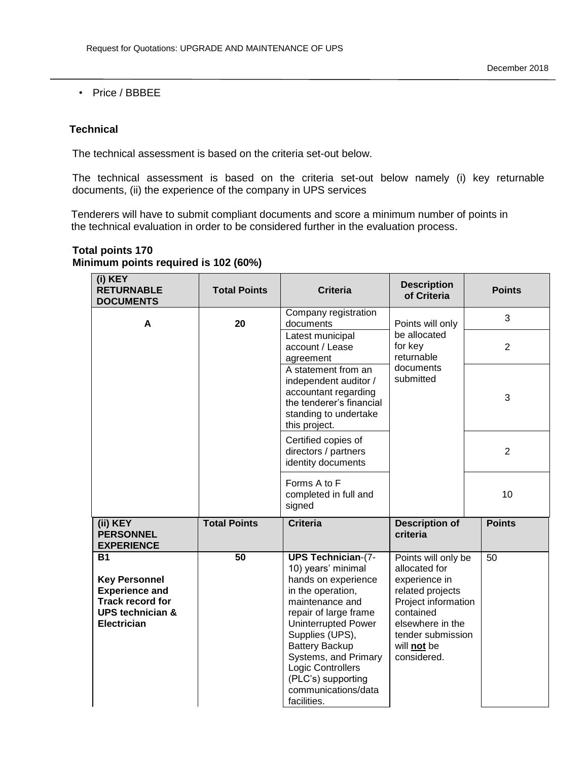- Price / BBBEE

**Technical**

The technical assessment is based on the criteria set-out below.

The technical assessment is based on the criteria set-out below namely (i) key returnable documents, (ii) the experience of the company in UPS services

Tenderers will have to submit compliant documents and score a minimum number of points in the technical evaluation in order to be considered further in the evaluation process.

**Total points 170**
**Minimum points required is 102 (60%)**

| (i) KEY RETURNABLE DOCUMENTS | Total Points | Criteria | Description of Criteria | Points |
|---|---|---|---|---|
| A | 20 | Company registration documents | Points will only be allocated for key returnable documents submitted | 3 |
| | | Latest municipal account / Lease agreement | | 2 |
| | | A statement from an independent auditor / accountant regarding the tenderer's financial standing to undertake this project. | | 3 |
| | | Certified copies of directors / partners identity documents | | 2 |
| | | Forms A to F completed in full and signed | | 10 |
| **(ii) KEY PERSONNEL EXPERIENCE** | **Total Points** | **Criteria** | **Description of criteria** | **Points** |
| **B1**<br><br>**Key Personnel Experience and Track record for UPS technician & Electrician** | 50 | **UPS Technician**-(7-10) years' minimal hands on experience in the operation, maintenance and repair of large frame Uninterrupted Power Supplies (UPS), Battery Backup Systems, and Primary Logic Controllers (PLC's) supporting communications/data facilities. | Points will only be allocated for experience in related projects Project information contained elsewhere in the tender submission will **not** be considered. | 50 |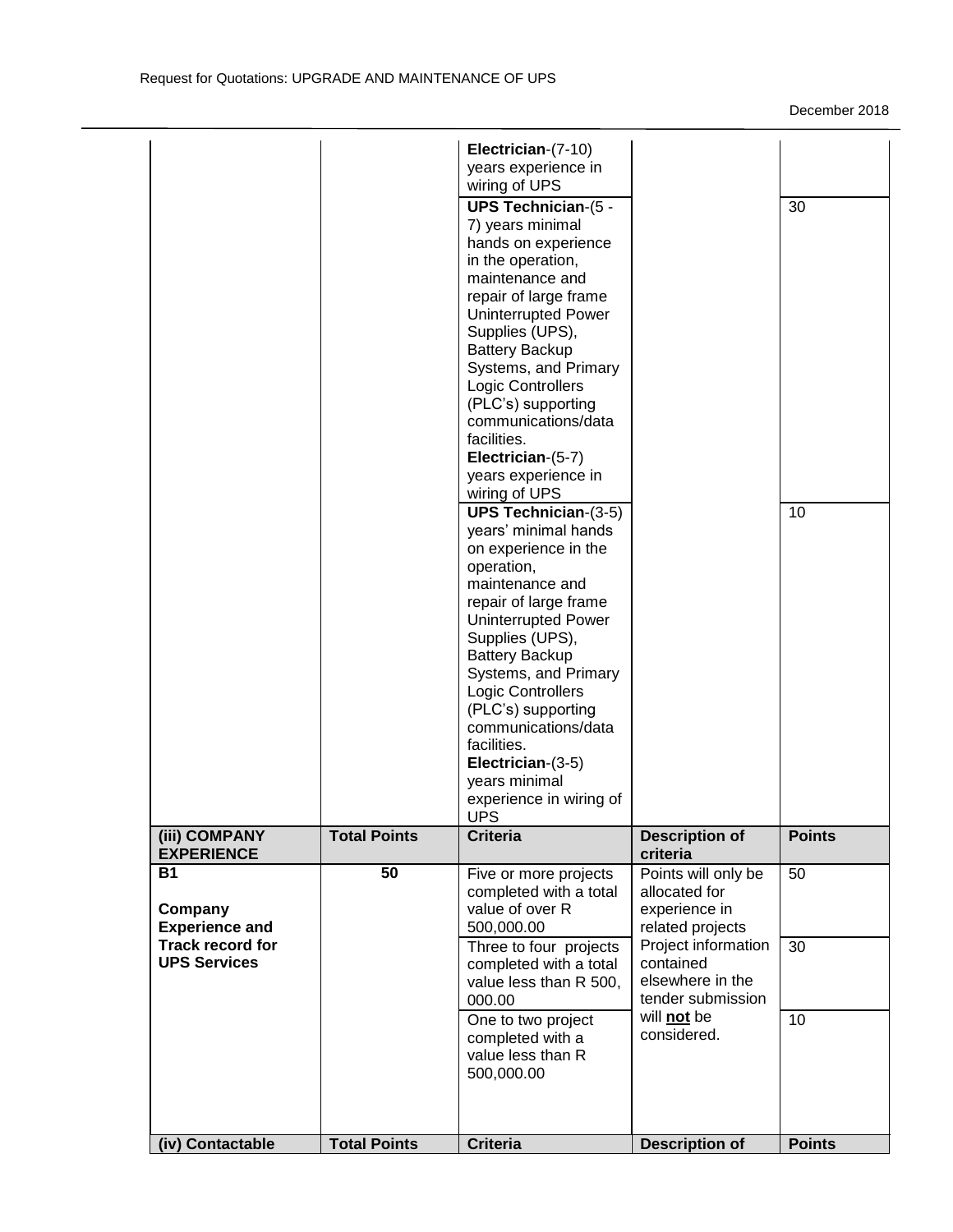| | | | | |
|---|---|---|---|---|
| | | **Electrician**-(7-10) years experience in wiring of UPS | | |
| | | **UPS Technician**-(5 - 7) years minimal hands on experience in the operation, maintenance and repair of large frame Uninterrupted Power Supplies (UPS), Battery Backup Systems, and Primary Logic Controllers (PLC's) supporting communications/data facilities. **Electrician**-(5-7) years experience in wiring of UPS | | 30 |
| | | **UPS Technician**-(3-5) years' minimal hands on experience in the operation, maintenance and repair of large frame Uninterrupted Power Supplies (UPS), Battery Backup Systems, and Primary Logic Controllers (PLC's) supporting communications/data facilities. **Electrician**-(3-5) years minimal experience in wiring of UPS | | 10 |
| **(iii) COMPANY EXPERIENCE** | **Total Points** | **Criteria** | **Description of criteria** | **Points** |
| **B1** **Company Experience and Track record for UPS Services** | **50** | Five or more projects completed with a total value of over R 500,000.00 | Points will only be allocated for experience in related projects Project information contained elsewhere in the tender submission will **not** be considered. | 50 |
| | | Three to four projects completed with a total value less than R 500, 000.00 | | 30 |
| | | One to two project completed with a value less than R 500,000.00 | | 10 |
| **(iv) Contactable** | **Total Points** | **Criteria** | **Description of** | **Points** |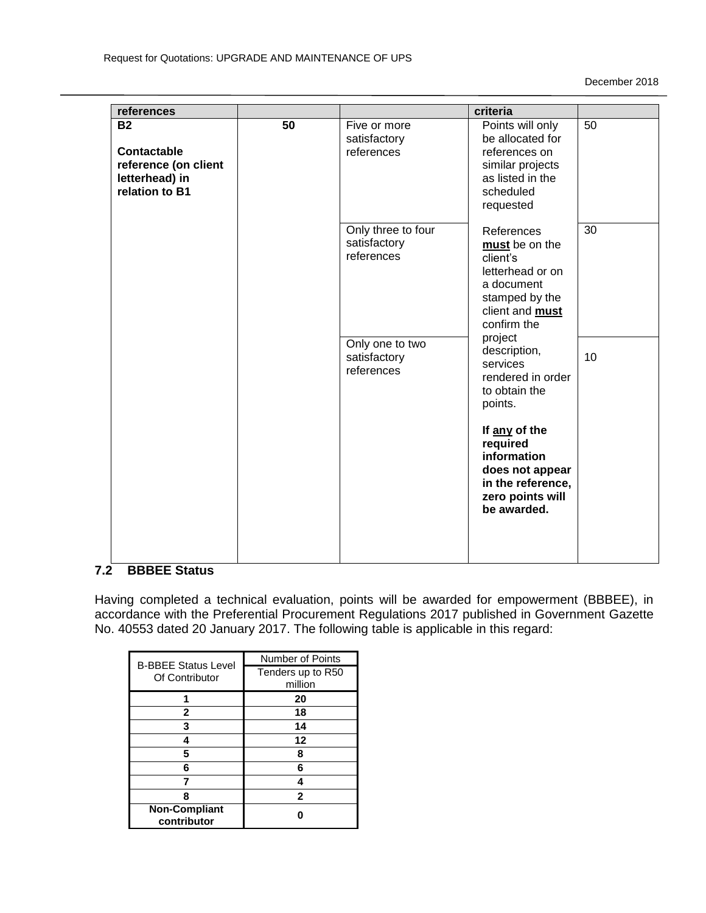| references | | | criteria | |
|---|---|---|---|---|
| **B2** **Contactable reference (on client letterhead) in relation to B1** | **50** | Five or more satisfactory references | Points will only be allocated for references on similar projects as listed in the scheduled requested | 50 |
| | | Only three to four satisfactory references | References **must** be on the client's letterhead or on a document stamped by the client and **must** confirm the project description, services rendered in order to obtain the points. | 30 |
| | | Only one to two satisfactory references | **If any of the required information does not appear in the reference, zero points will be awarded.** | 10 |

### 7.2 BBBEE Status

Having completed a technical evaluation, points will be awarded for empowerment (BBBEE), in accordance with the Preferential Procurement Regulations 2017 published in Government Gazette No. 40553 dated 20 January 2017. The following table is applicable in this regard:

| B-BBEE Status Level Of Contributor | Number of Points |
|---|---|
| | Tenders up to R50 million |
| **1** | **20** |
| **2** | **18** |
| **3** | **14** |
| **4** | **12** |
| **5** | **8** |
| **6** | **6** |
| **7** | **4** |
| **8** | **2** |
| **Non-Compliant contributor** | **0** |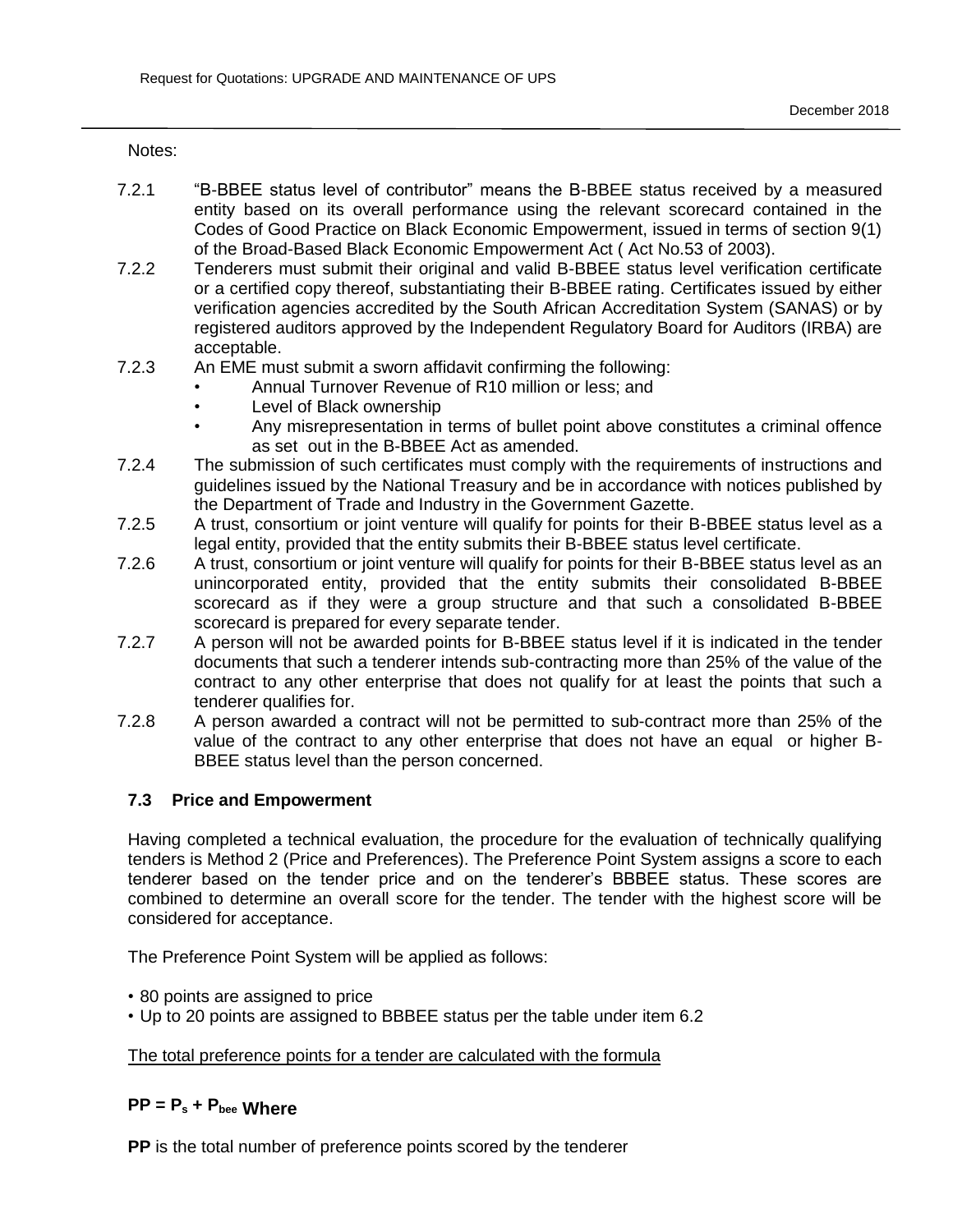Notes:

7.2.1 "B-BBEE status level of contributor" means the B-BBEE status received by a measured entity based on its overall performance using the relevant scorecard contained in the Codes of Good Practice on Black Economic Empowerment, issued in terms of section 9(1) of the Broad-Based Black Economic Empowerment Act ( Act No.53 of 2003).

7.2.2 Tenderers must submit their original and valid B-BBEE status level verification certificate or a certified copy thereof, substantiating their B-BBEE rating. Certificates issued by either verification agencies accredited by the South African Accreditation System (SANAS) or by registered auditors approved by the Independent Regulatory Board for Auditors (IRBA) are acceptable.

7.2.3 An EME must submit a sworn affidavit confirming the following:

- Annual Turnover Revenue of R10 million or less; and
- Level of Black ownership
- Any misrepresentation in terms of bullet point above constitutes a criminal offence as set out in the B-BBEE Act as amended.

7.2.4 The submission of such certificates must comply with the requirements of instructions and guidelines issued by the National Treasury and be in accordance with notices published by the Department of Trade and Industry in the Government Gazette.

7.2.5 A trust, consortium or joint venture will qualify for points for their B-BBEE status level as a legal entity, provided that the entity submits their B-BBEE status level certificate.

7.2.6 A trust, consortium or joint venture will qualify for points for their B-BBEE status level as an unincorporated entity, provided that the entity submits their consolidated B-BBEE scorecard as if they were a group structure and that such a consolidated B-BBEE scorecard is prepared for every separate tender.

7.2.7 A person will not be awarded points for B-BBEE status level if it is indicated in the tender documents that such a tenderer intends sub-contracting more than 25% of the value of the contract to any other enterprise that does not qualify for at least the points that such a tenderer qualifies for.

7.2.8 A person awarded a contract will not be permitted to sub-contract more than 25% of the value of the contract to any other enterprise that does not have an equal or higher B-BBEE status level than the person concerned.

### 7.3 Price and Empowerment

Having completed a technical evaluation, the procedure for the evaluation of technically qualifying tenders is Method 2 (Price and Preferences). The Preference Point System assigns a score to each tenderer based on the tender price and on the tenderer's BBBEE status. These scores are combined to determine an overall score for the tender. The tender with the highest score will be considered for acceptance.

The Preference Point System will be applied as follows:

- 80 points are assigned to price
- Up to 20 points are assigned to BBBEE status per the table under item 6.2

The total preference points for a tender are calculated with the formula

**$PP = P_s + P_{bee}$ Where**

**PP** is the total number of preference points scored by the tenderer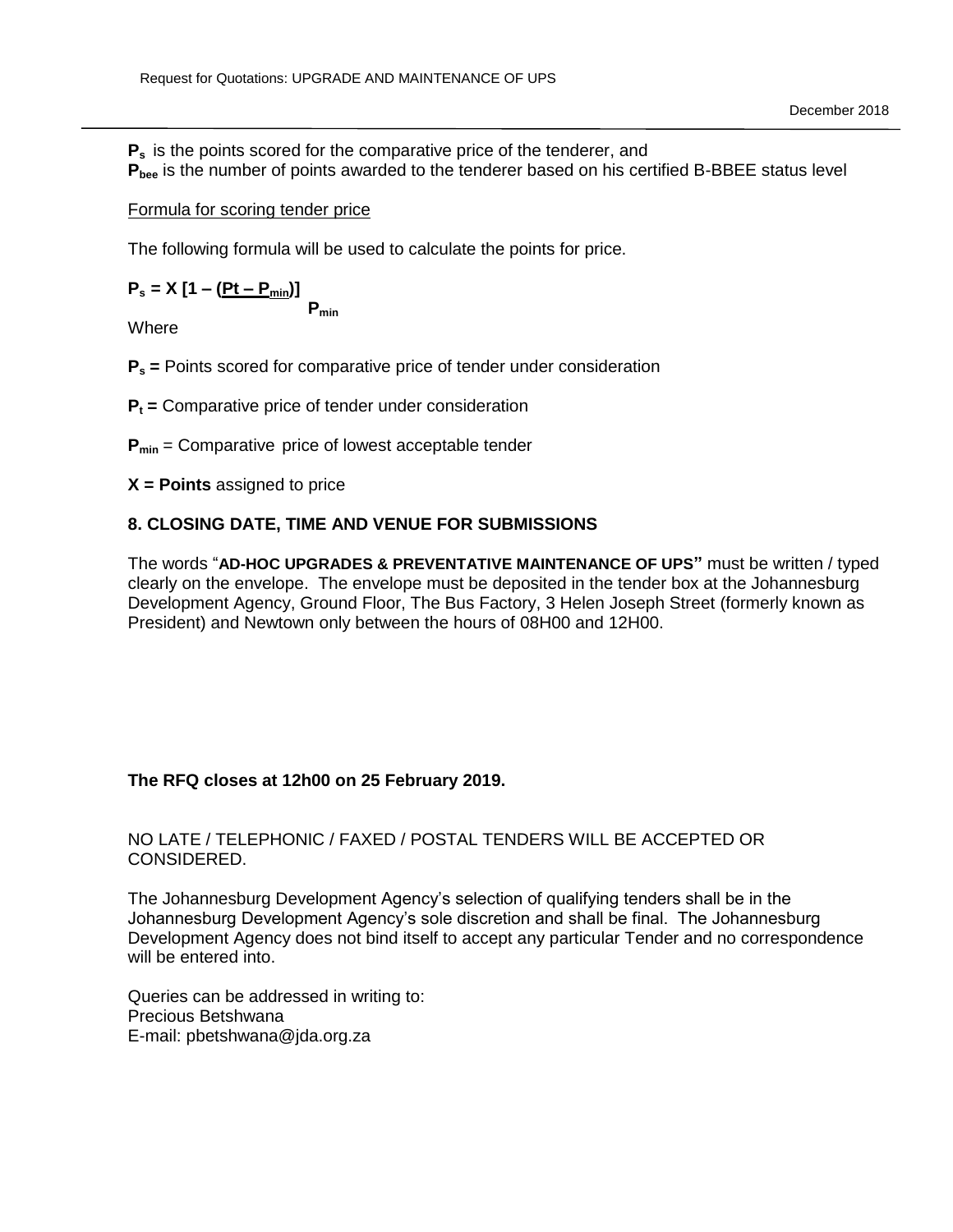**$P_s$** is the points scored for the comparative price of the tenderer, and
**$P_{bee}$** is the number of points awarded to the tenderer based on his certified B-BBEE status level

Formula for scoring tender price

The following formula will be used to calculate the points for price.

$$P_s = X\left[1 - \frac{(Pt - P_{min})}{P_{min}}\right]$$

Where

**$P_s$ =** Points scored for comparative price of tender under consideration

**$P_t$ =** Comparative price of tender under consideration

**$P_{min}$** = Comparative price of lowest acceptable tender

**X = Points** assigned to price

## 8. CLOSING DATE, TIME AND VENUE FOR SUBMISSIONS

The words "**AD-HOC UPGRADES & PREVENTATIVE MAINTENANCE OF UPS**" must be written / typed clearly on the envelope. The envelope must be deposited in the tender box at the Johannesburg Development Agency, Ground Floor, The Bus Factory, 3 Helen Joseph Street (formerly known as President) and Newtown only between the hours of 08H00 and 12H00.

**The RFQ closes at 12h00 on 25 February 2019.**

NO LATE / TELEPHONIC / FAXED / POSTAL TENDERS WILL BE ACCEPTED OR CONSIDERED.

The Johannesburg Development Agency's selection of qualifying tenders shall be in the Johannesburg Development Agency's sole discretion and shall be final. The Johannesburg Development Agency does not bind itself to accept any particular Tender and no correspondence will be entered into.

Queries can be addressed in writing to:
Precious Betshwana
E-mail: pbetshwana@jda.org.za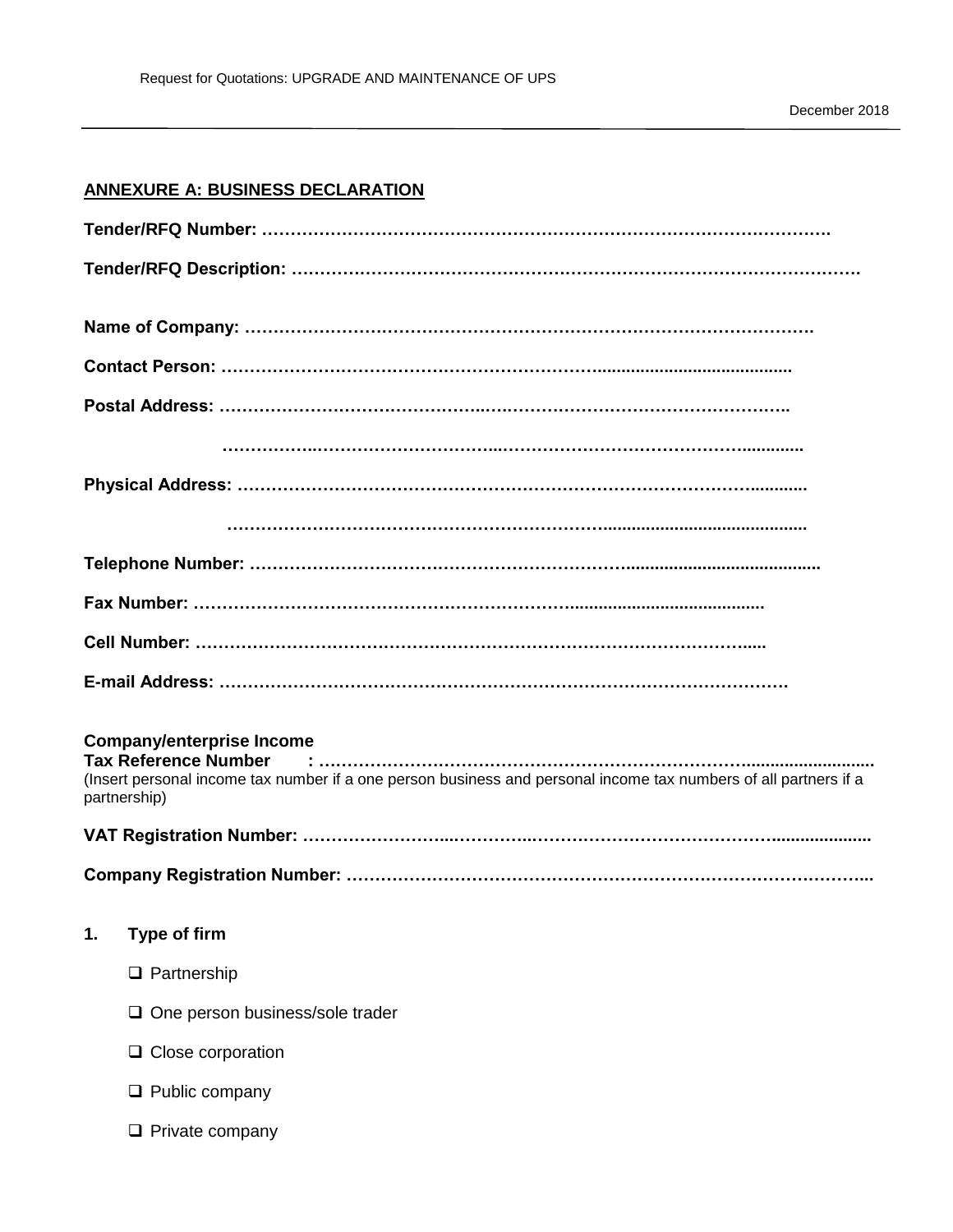## ANNEXURE A: BUSINESS DECLARATION

**Tender/RFQ Number:** ……………………………………………………………………………………….

**Tender/RFQ Description:** ……………………………………………………………………………………….

**Name of Company:** ……………………………………………………………………………………….

**Contact Person:** ……………………………………………………………………………………….

**Postal Address:** ……………………………………………………………………………………….

……………………………………………………………………………………….

**Physical Address:** ……………………………………………………………………………………….

……………………………………………………………………………………….

**Telephone Number:** ……………………………………………………………………………………….

**Fax Number:** ……………………………………………………………………………………….

**Cell Number:** ……………………………………………………………………………………….

**E-mail Address:** ……………………………………………………………………………………….

**Company/enterprise Income Tax Reference Number :** ……………………………………………………………………………………….
(Insert personal income tax number if a one person business and personal income tax numbers of all partners if a partnership)

**VAT Registration Number:** ……………………………………………………………………………………….

**Company Registration Number:** ……………………………………………………………………………………….

**1. Type of firm**

- ❑ Partnership
- ❑ One person business/sole trader
- ❑ Close corporation
- ❑ Public company
- ❑ Private company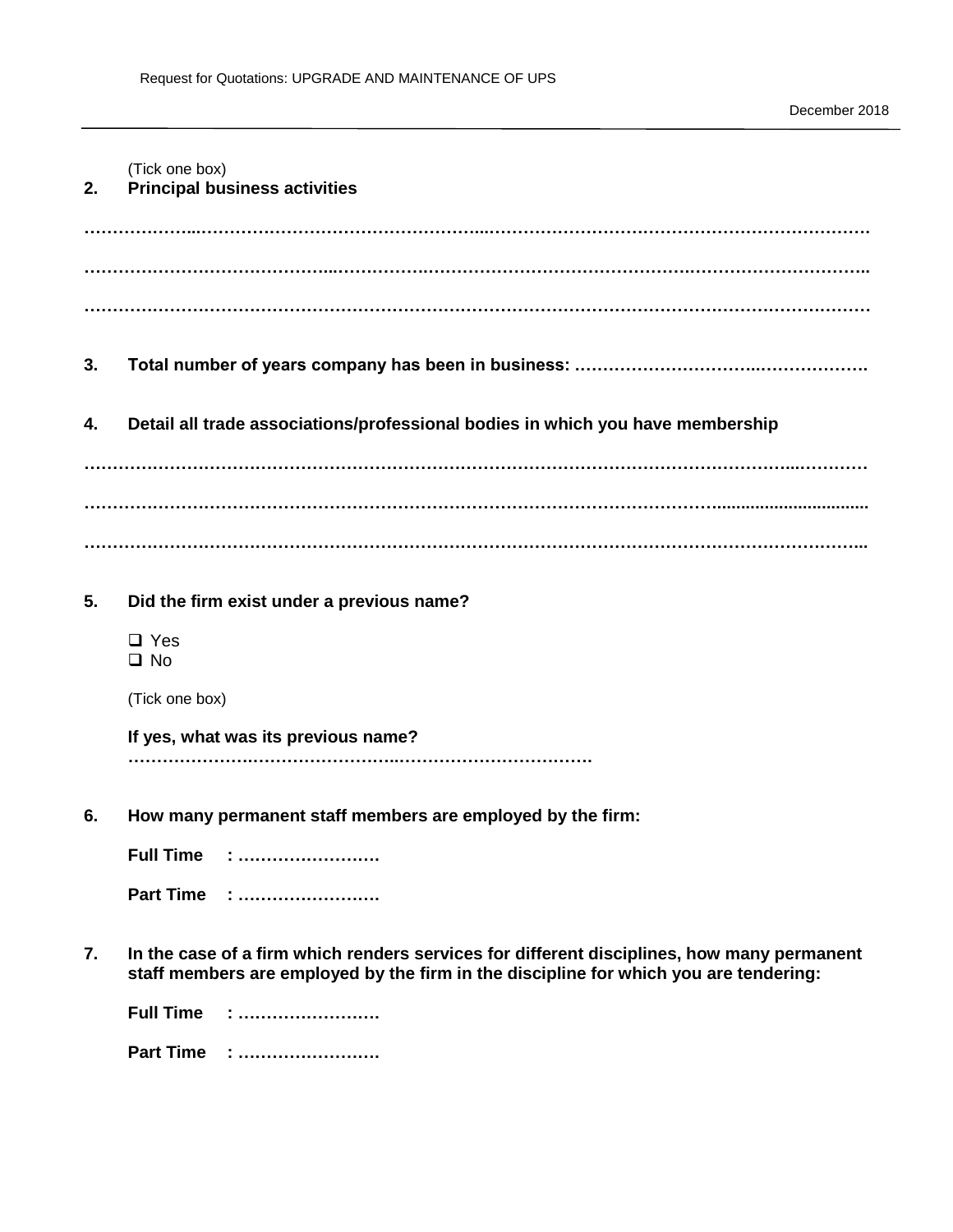(Tick one box)

**2. Principal business activities**

……………………………………………………………………………………………………………………………

……………………………………………………………………………………………………………………………

……………………………………………………………………………………………………………………………

**3. Total number of years company has been in business: ……………………………………………**

**4. Detail all trade associations/professional bodies in which you have membership**

……………………………………………………………………………………………………………………………

……………………………………………………………………………………………………………………………

……………………………………………………………………………………………………………………………

**5. Did the firm exist under a previous name?**

- ❑ Yes
- ❑ No

(Tick one box)

**If yes, what was its previous name?**
**……………………………………………………………………………**

**6. How many permanent staff members are employed by the firm:**

**Full Time : …………………….**

**Part Time : …………………….**

**7. In the case of a firm which renders services for different disciplines, how many permanent staff members are employed by the firm in the discipline for which you are tendering:**

**Full Time : …………………….**

**Part Time : …………………….**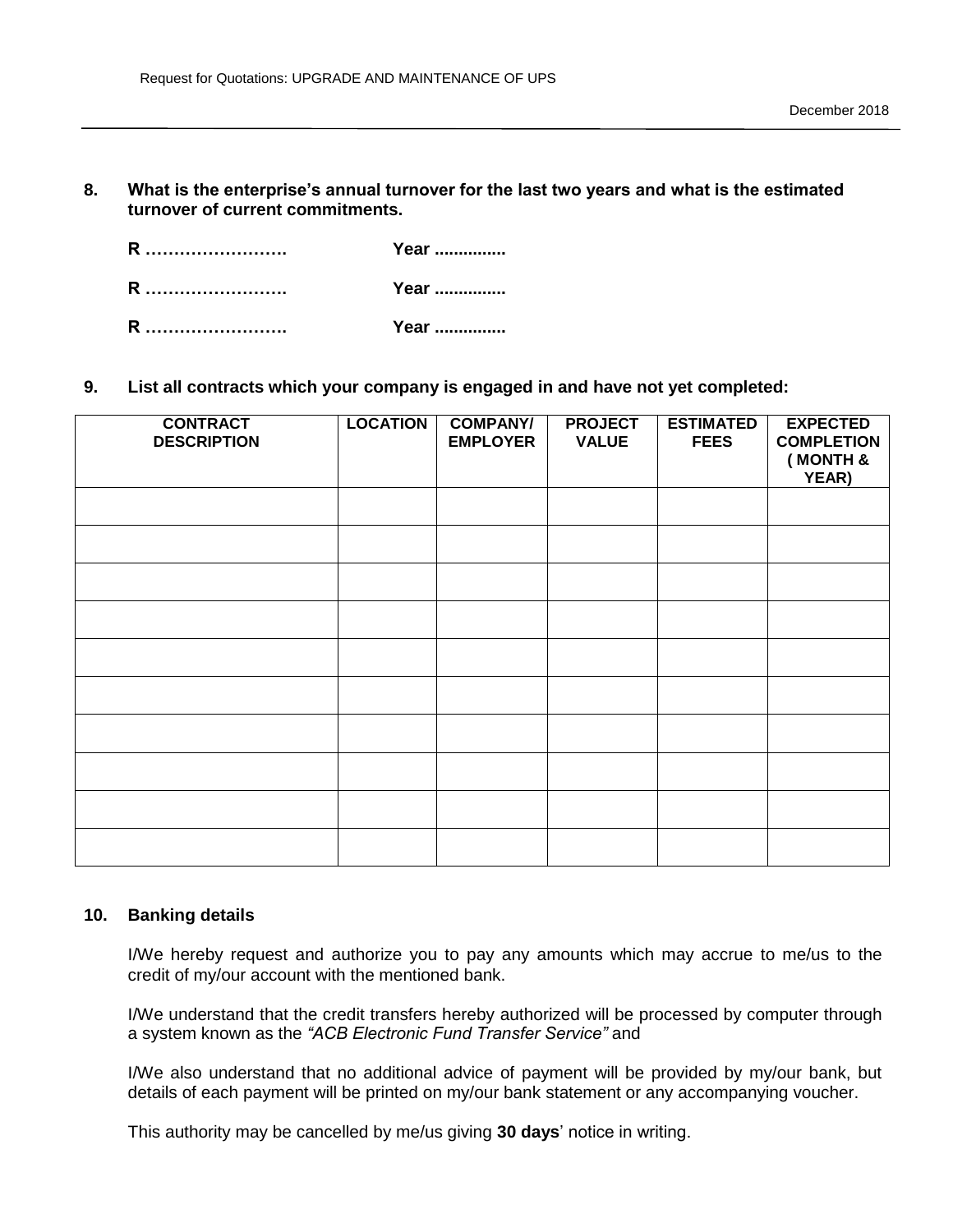**8. What is the enterprise's annual turnover for the last two years and what is the estimated turnover of current commitments.**

**R ……………………. Year ...............**

**R ……………………. Year ...............**

**R ……………………. Year ...............**

**9. List all contracts which your company is engaged in and have not yet completed:**

| CONTRACT DESCRIPTION | LOCATION | COMPANY/ EMPLOYER | PROJECT VALUE | ESTIMATED FEES | EXPECTED COMPLETION ( MONTH & YEAR) |
|---|---|---|---|---|---|
| | | | | | |
| | | | | | |
| | | | | | |
| | | | | | |
| | | | | | |
| | | | | | |
| | | | | | |
| | | | | | |
| | | | | | |
| | | | | | |

**10. Banking details**

I/We hereby request and authorize you to pay any amounts which may accrue to me/us to the credit of my/our account with the mentioned bank.

I/We understand that the credit transfers hereby authorized will be processed by computer through a system known as the *"ACB Electronic Fund Transfer Service"* and

I/We also understand that no additional advice of payment will be provided by my/our bank, but details of each payment will be printed on my/our bank statement or any accompanying voucher.

This authority may be cancelled by me/us giving **30 days**' notice in writing.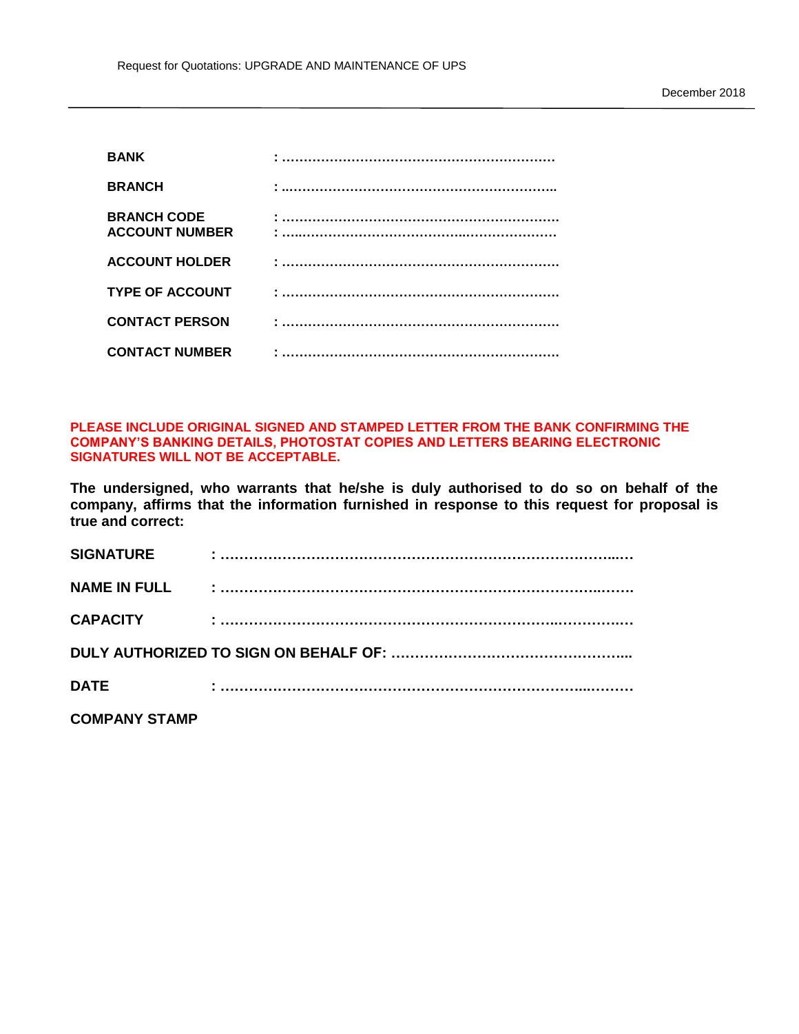**BANK** : ………………………………………………………

**BRANCH** : ………………………………………………………

**BRANCH CODE** : ………………………………………………………
**ACCOUNT NUMBER** : ………………………………………………………

**ACCOUNT HOLDER** : ………………………………………………………

**TYPE OF ACCOUNT** : ………………………………………………………

**CONTACT PERSON** : ………………………………………………………

**CONTACT NUMBER** : ………………………………………………………

**PLEASE INCLUDE ORIGINAL SIGNED AND STAMPED LETTER FROM THE BANK CONFIRMING THE COMPANY'S BANKING DETAILS, PHOTOSTAT COPIES AND LETTERS BEARING ELECTRONIC SIGNATURES WILL NOT BE ACCEPTABLE.**

**The undersigned, who warrants that he/she is duly authorised to do so on behalf of the company, affirms that the information furnished in response to this request for proposal is true and correct:**

**SIGNATURE** : ……………………………………………………………………………

**NAME IN FULL** : ……………………………………………………………………………

**CAPACITY** : ……………………………………………………………………………

**DULY AUTHORIZED TO SIGN ON BEHALF OF:** …………………………………………...

**DATE** : ……………………………………………………………………………

**COMPANY STAMP**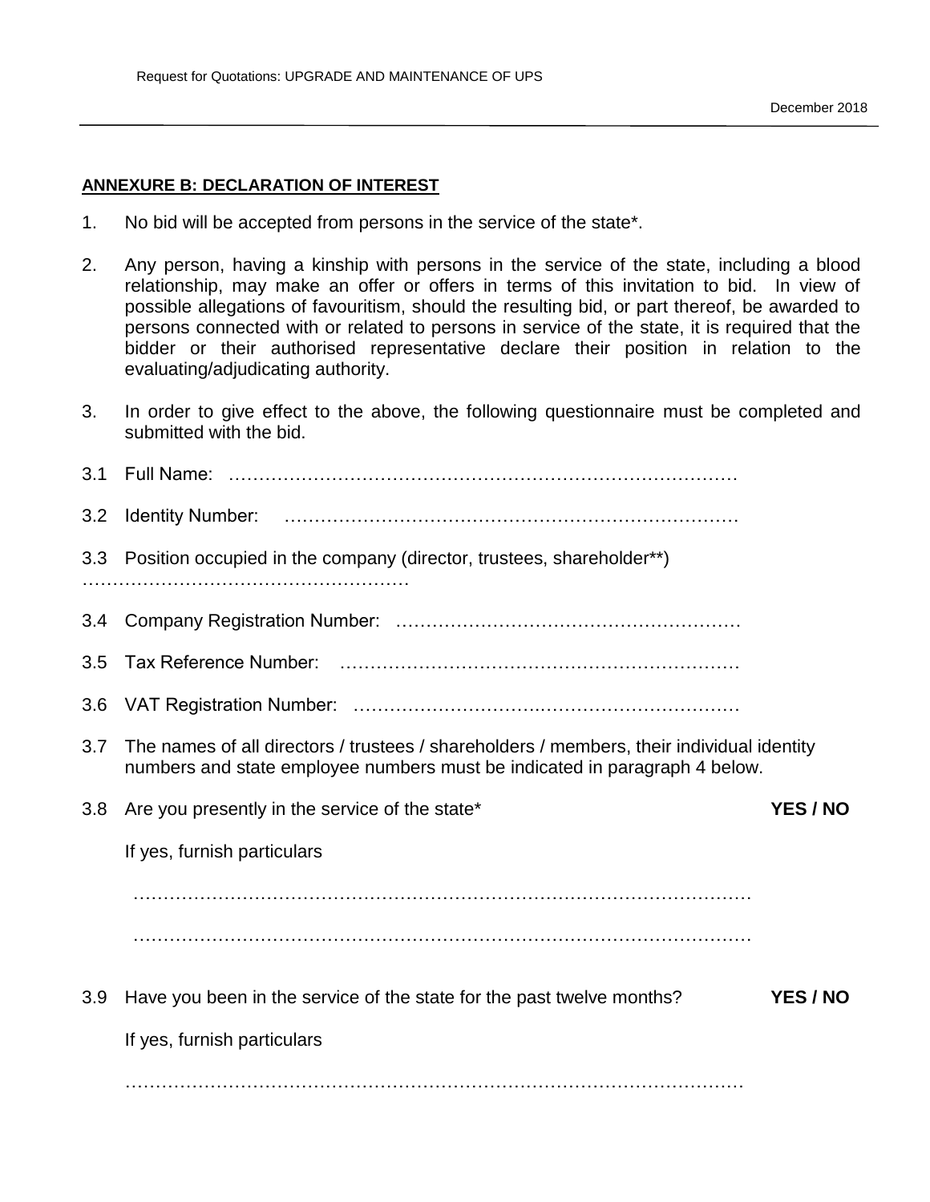**ANNEXURE B: DECLARATION OF INTEREST**

1. No bid will be accepted from persons in the service of the state*.

2. Any person, having a kinship with persons in the service of the state, including a blood relationship, may make an offer or offers in terms of this invitation to bid. In view of possible allegations of favouritism, should the resulting bid, or part thereof, be awarded to persons connected with or related to persons in service of the state, it is required that the bidder or their authorised representative declare their position in relation to the evaluating/adjudicating authority.

3. In order to give effect to the above, the following questionnaire must be completed and submitted with the bid.

3.1 Full Name: …………………………………………………………………………

3.2 Identity Number: ………………………………………………………………

3.3 Position occupied in the company (director, trustees, shareholder**)
………………………………………………

3.4 Company Registration Number: …………………………………………………

3.5 Tax Reference Number: …………………………………………………………

3.6 VAT Registration Number: ………………………………………………………

3.7 The names of all directors / trustees / shareholders / members, their individual identity numbers and state employee numbers must be indicated in paragraph 4 below.

3.8 Are you presently in the service of the state* **YES / NO**

If yes, furnish particulars

…………………………………………………………………………………………

…………………………………………………………………………………………

3.9 Have you been in the service of the state for the past twelve months? **YES / NO**

If yes, furnish particulars

…………………………………………………………………………………………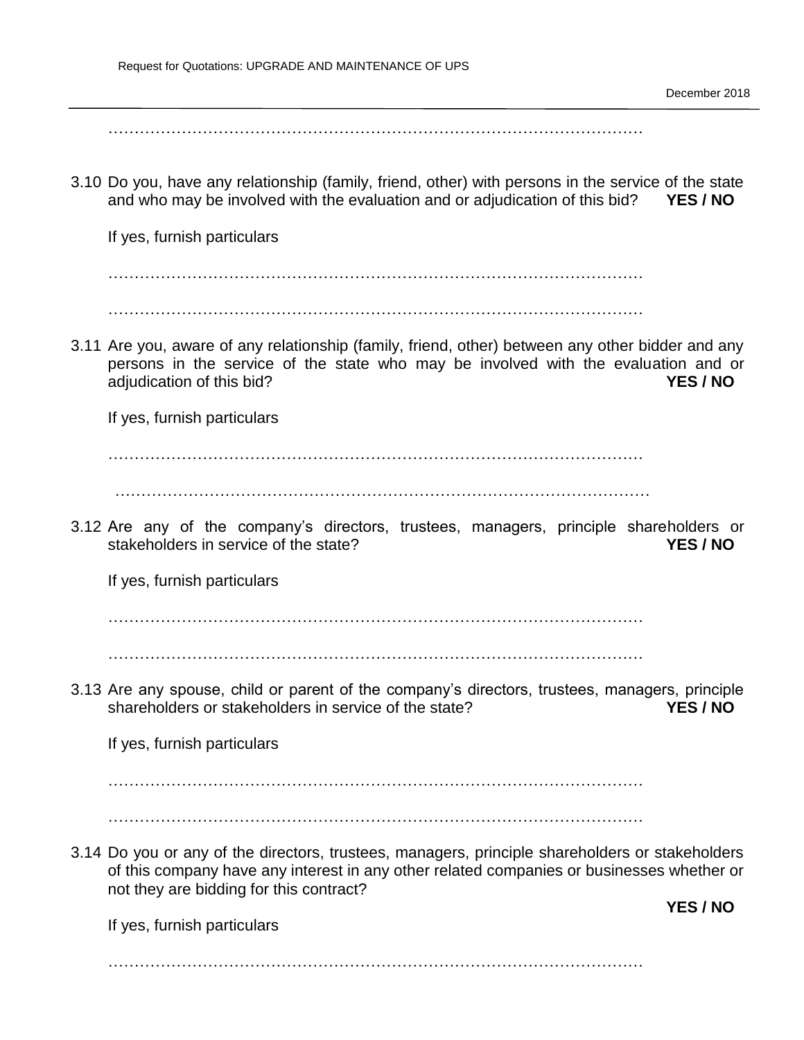…………………………………………………………………………………………

3.10 Do you, have any relationship (family, friend, other) with persons in the service of the state and who may be involved with the evaluation and or adjudication of this bid? **YES / NO**

If yes, furnish particulars

…………………………………………………………………………………………

…………………………………………………………………………………………

3.11 Are you, aware of any relationship (family, friend, other) between any other bidder and any persons in the service of the state who may be involved with the evaluation and or adjudication of this bid? **YES / NO**

If yes, furnish particulars

…………………………………………………………………………………………

…………………………………………………………………………………………

3.12 Are any of the company's directors, trustees, managers, principle shareholders or stakeholders in service of the state? **YES / NO**

If yes, furnish particulars

…………………………………………………………………………………………

…………………………………………………………………………………………

3.13 Are any spouse, child or parent of the company's directors, trustees, managers, principle shareholders or stakeholders in service of the state? **YES / NO**

If yes, furnish particulars

…………………………………………………………………………………………

…………………………………………………………………………………………

3.14 Do you or any of the directors, trustees, managers, principle shareholders or stakeholders of this company have any interest in any other related companies or businesses whether or not they are bidding for this contract? **YES / NO**

If yes, furnish particulars

…………………………………………………………………………………………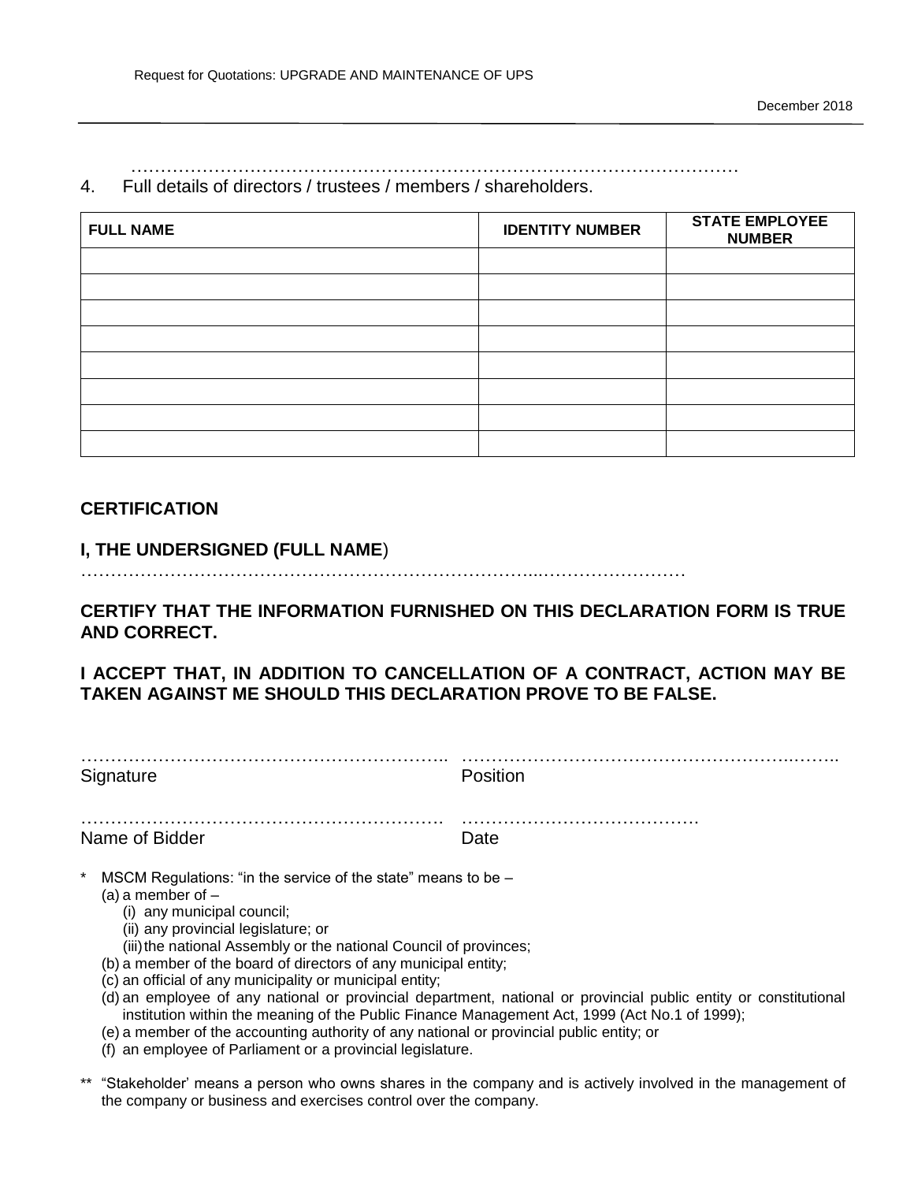…………………………………………………………………………………………

4. Full details of directors / trustees / members / shareholders.

| FULL NAME | IDENTITY NUMBER | STATE EMPLOYEE NUMBER |
|---|---|---|
| | | |
| | | |
| | | |
| | | |
| | | |
| | | |
| | | |
| | | |

## CERTIFICATION

**I, THE UNDERSIGNED (FULL NAME)**

…………………………………………………………………..……………………

**CERTIFY THAT THE INFORMATION FURNISHED ON THIS DECLARATION FORM IS TRUE AND CORRECT.**

**I ACCEPT THAT, IN ADDITION TO CANCELLATION OF A CONTRACT, ACTION MAY BE TAKEN AGAINST ME SHOULD THIS DECLARATION PROVE TO BE FALSE.**

……………………………………………………..  …………………………………………..……..
Signature  Position

…………………………………………………….  ………………………………….
Name of Bidder  Date

\* MSCM Regulations: "in the service of the state" means to be –
- (a) a member of –
  - (i) any municipal council;
  - (ii) any provincial legislature; or
  - (iii) the national Assembly or the national Council of provinces;
- (b) a member of the board of directors of any municipal entity;
- (c) an official of any municipality or municipal entity;
- (d) an employee of any national or provincial department, national or provincial public entity or constitutional institution within the meaning of the Public Finance Management Act, 1999 (Act No.1 of 1999);
- (e) a member of the accounting authority of any national or provincial public entity; or
- (f) an employee of Parliament or a provincial legislature.

** "Stakeholder' means a person who owns shares in the company and is actively involved in the management of the company or business and exercises control over the company.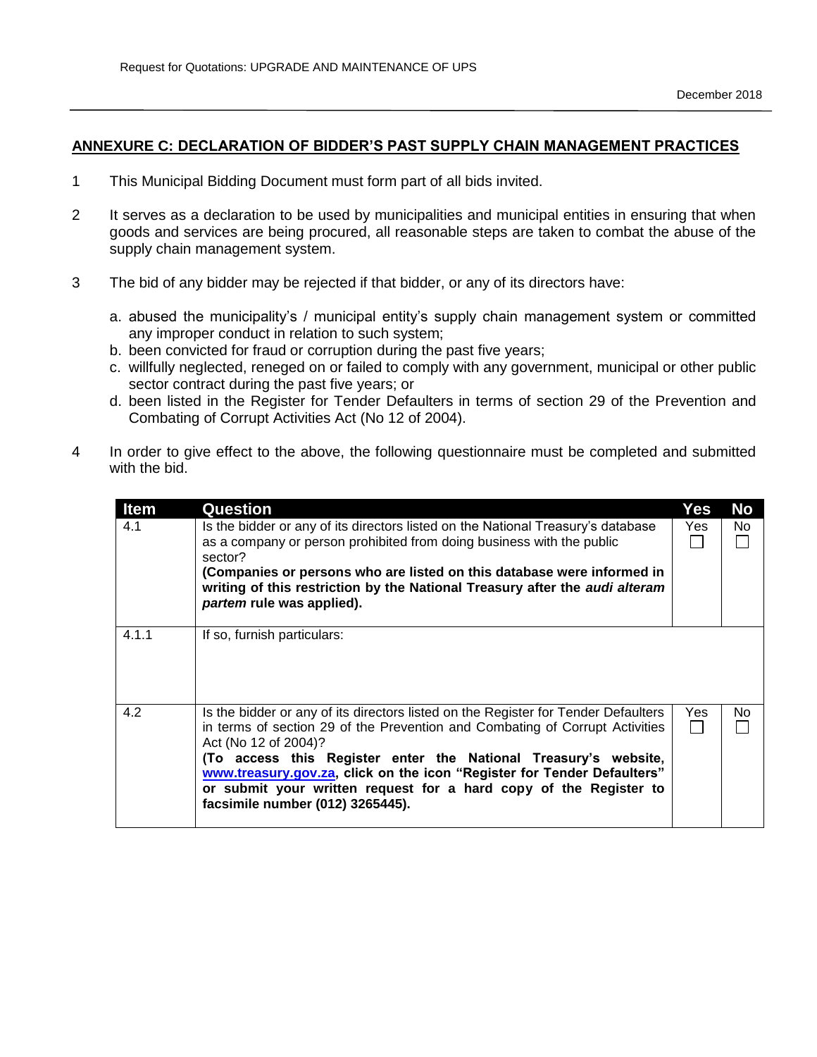## ANNEXURE C: DECLARATION OF BIDDER'S PAST SUPPLY CHAIN MANAGEMENT PRACTICES

1. This Municipal Bidding Document must form part of all bids invited.

2. It serves as a declaration to be used by municipalities and municipal entities in ensuring that when goods and services are being procured, all reasonable steps are taken to combat the abuse of the supply chain management system.

3. The bid of any bidder may be rejected if that bidder, or any of its directors have:

   a. abused the municipality's / municipal entity's supply chain management system or committed any improper conduct in relation to such system;
   b. been convicted for fraud or corruption during the past five years;
   c. willfully neglected, reneged on or failed to comply with any government, municipal or other public sector contract during the past five years; or
   d. been listed in the Register for Tender Defaulters in terms of section 29 of the Prevention and Combating of Corrupt Activities Act (No 12 of 2004).

4. In order to give effect to the above, the following questionnaire must be completed and submitted with the bid.

| Item | Question | Yes | No |
| --- | --- | --- | --- |
| 4.1 | Is the bidder or any of its directors listed on the National Treasury's database as a company or person prohibited from doing business with the public sector? **(Companies or persons who are listed on this database were informed in writing of this restriction by the National Treasury after the *audi alteram partem* rule was applied).** | Yes ☐ | No ☐ |
| 4.1.1 | If so, furnish particulars: | | |
| 4.2 | Is the bidder or any of its directors listed on the Register for Tender Defaulters in terms of section 29 of the Prevention and Combating of Corrupt Activities Act (No 12 of 2004)? **(To access this Register enter the National Treasury's website, www.treasury.gov.za, click on the icon "Register for Tender Defaulters" or submit your written request for a hard copy of the Register to facsimile number (012) 3265445).** | Yes ☐ | No ☐ |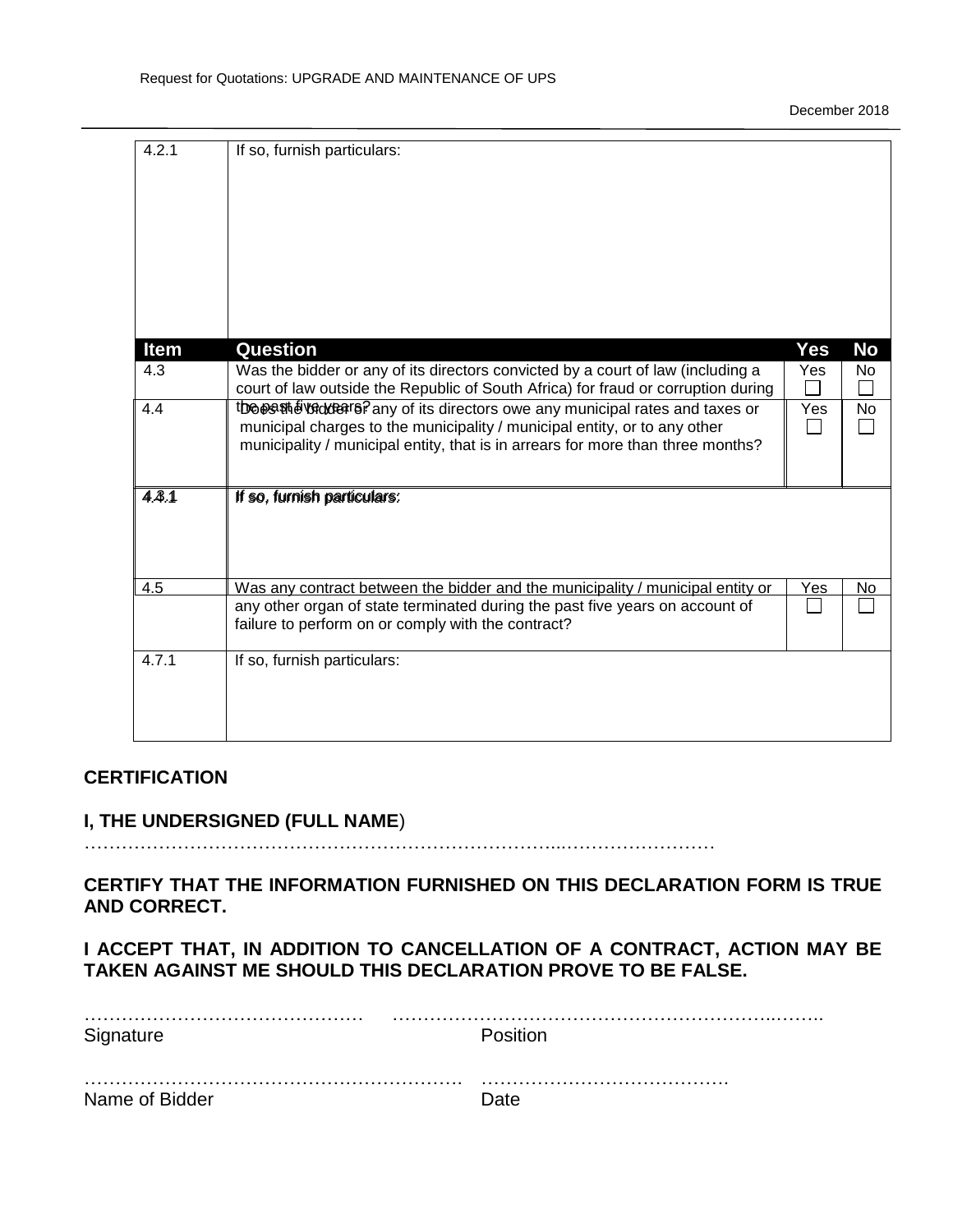| 4.2.1 | If so, furnish particulars: | | |
|---|---|---|---|
| **Item** | **Question** | **Yes** | **No** |
| 4.3 | Was the bidder or any of its directors convicted by a court of law (including a court of law outside the Republic of South Africa) for fraud or corruption during the past five years? | Yes ☐ | No ☐ |
| 4.4 | Does the bidder or any of its directors owe any municipal rates and taxes or municipal charges to the municipality / municipal entity, or to any other municipality / municipal entity, that is in arrears for more than three months? | Yes ☐ | No ☐ |
| 4.3.1 / 4.4.1 | If so, furnish particulars: | | |
| 4.5 | Was any contract between the bidder and the municipality / municipal entity or any other organ of state terminated during the past five years on account of failure to perform on or comply with the contract? | Yes ☐ | No ☐ |
| 4.7.1 | If so, furnish particulars: | | |

**CERTIFICATION**

**I, THE UNDERSIGNED (FULL NAME**)
………………………………………………………………...……………………

**CERTIFY THAT THE INFORMATION FURNISHED ON THIS DECLARATION FORM IS TRUE AND CORRECT.**

**I ACCEPT THAT, IN ADDITION TO CANCELLATION OF A CONTRACT, ACTION MAY BE TAKEN AGAINST ME SHOULD THIS DECLARATION PROVE TO BE FALSE.**

……………………………………… ………………………………………………………..……..
Signature Position

……………………………………………………. ………………………………….
Name of Bidder Date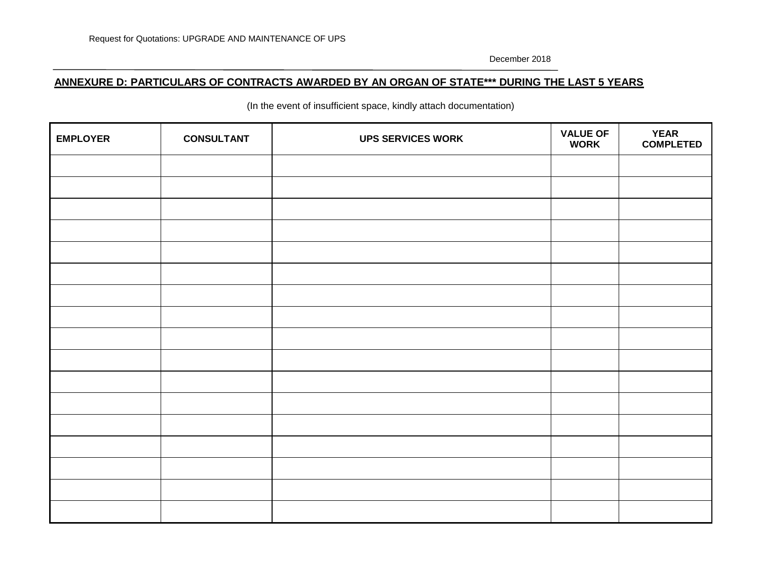## ANNEXURE D: PARTICULARS OF CONTRACTS AWARDED BY AN ORGAN OF STATE*** DURING THE LAST 5 YEARS

(In the event of insufficient space, kindly attach documentation)

| EMPLOYER | CONSULTANT | UPS SERVICES WORK | VALUE OF WORK | YEAR COMPLETED |
|---|---|---|---|---|
| | | | | |
| | | | | |
| | | | | |
| | | | | |
| | | | | |
| | | | | |
| | | | | |
| | | | | |
| | | | | |
| | | | | |
| | | | | |
| | | | | |
| | | | | |
| | | | | |
| | | | | |
| | | | | |
| | | | | |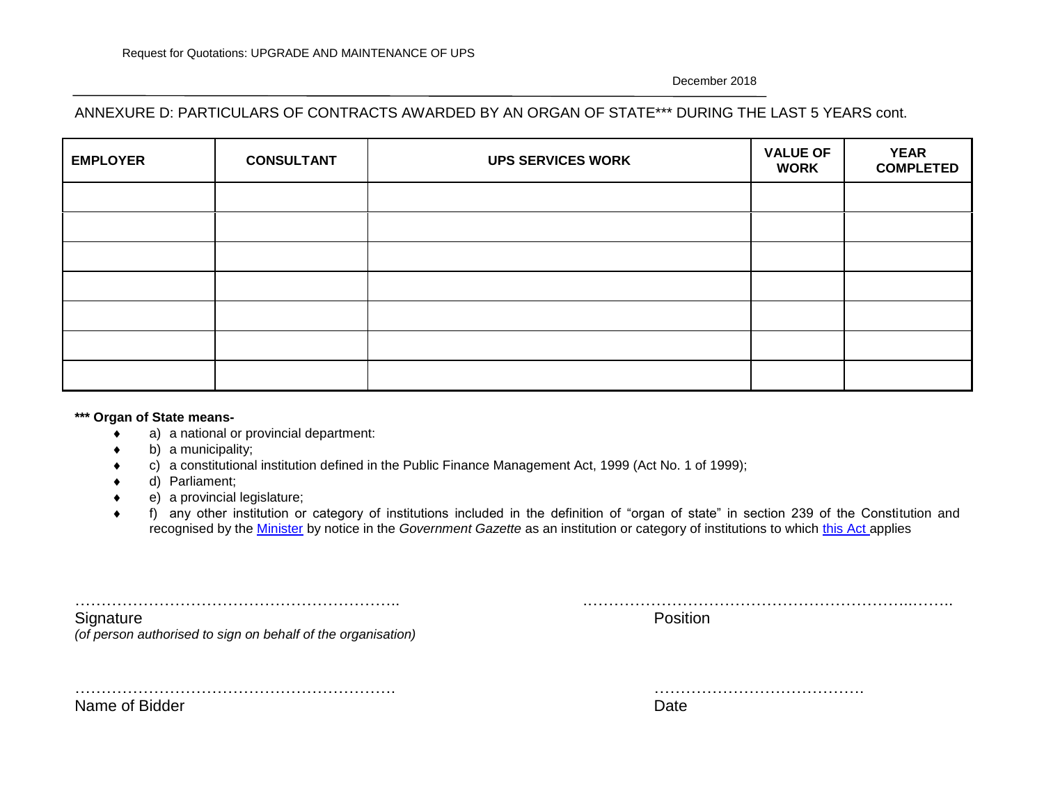ANNEXURE D: PARTICULARS OF CONTRACTS AWARDED BY AN ORGAN OF STATE*** DURING THE LAST 5 YEARS cont.

| EMPLOYER | CONSULTANT | UPS SERVICES WORK | VALUE OF WORK | YEAR COMPLETED |
|---|---|---|---|---|
| | | | | |
| | | | | |
| | | | | |
| | | | | |
| | | | | |
| | | | | |
| | | | | |

**\*\*\* Organ of State means-**

- a) a national or provincial department:
- b) a municipality;
- c) a constitutional institution defined in the Public Finance Management Act, 1999 (Act No. 1 of 1999);
- d) Parliament;
- e) a provincial legislature;
- f) any other institution or category of institutions included in the definition of "organ of state" in section 239 of the Constitution and recognised by the Minister by notice in the *Government Gazette* as an institution or category of institutions to which this Act applies

……………………………………………………..
Signature
*(of person authorised to sign on behalf of the organisation)*

……………………………………………………..
Position

……………………………………………………..
Name of Bidder

………………………………….
Date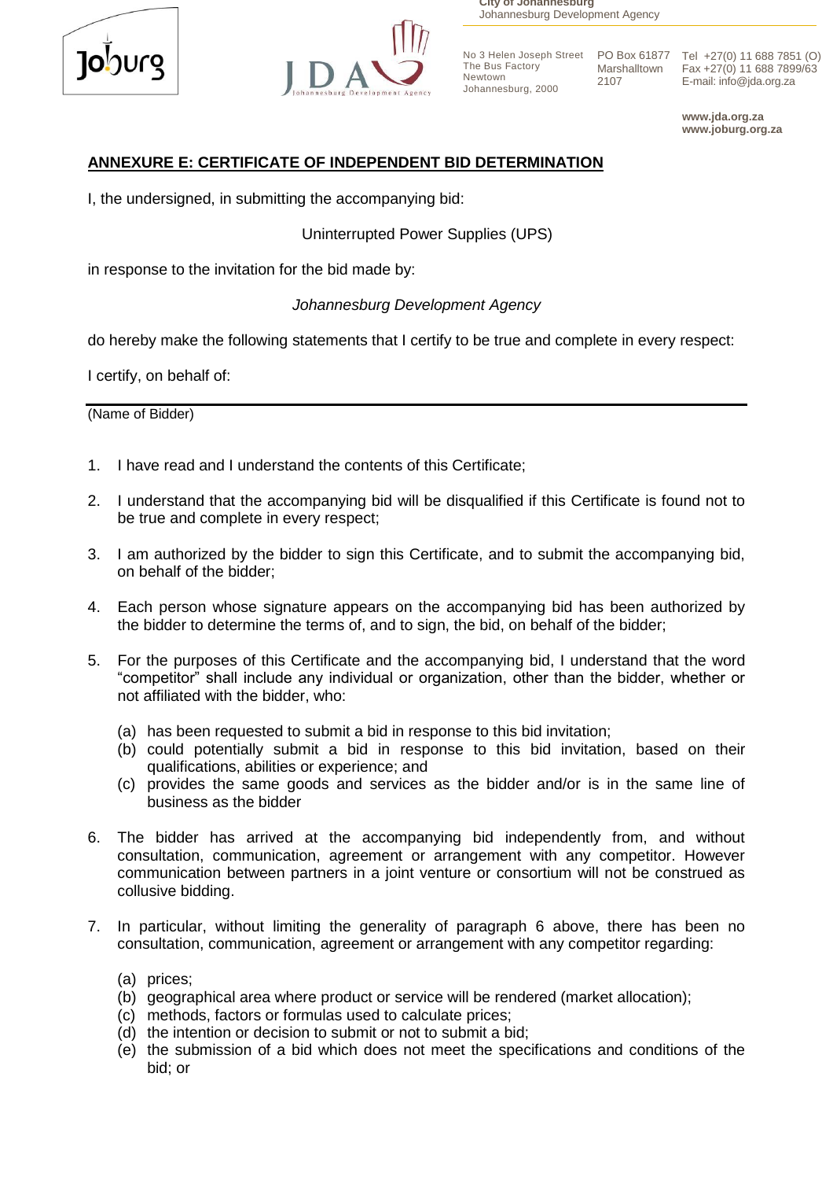## ANNEXURE E: CERTIFICATE OF INDEPENDENT BID DETERMINATION

I, the undersigned, in submitting the accompanying bid:

Uninterrupted Power Supplies (UPS)

in response to the invitation for the bid made by:

*Johannesburg Development Agency*

do hereby make the following statements that I certify to be true and complete in every respect:

I certify, on behalf of:

_______________________________________________________________

(Name of Bidder)

1. I have read and I understand the contents of this Certificate;
2. I understand that the accompanying bid will be disqualified if this Certificate is found not to be true and complete in every respect;
3. I am authorized by the bidder to sign this Certificate, and to submit the accompanying bid, on behalf of the bidder;
4. Each person whose signature appears on the accompanying bid has been authorized by the bidder to determine the terms of, and to sign, the bid, on behalf of the bidder;
5. For the purposes of this Certificate and the accompanying bid, I understand that the word "competitor" shall include any individual or organization, other than the bidder, whether or not affiliated with the bidder, who:
   (a) has been requested to submit a bid in response to this bid invitation;
   (b) could potentially submit a bid in response to this bid invitation, based on their qualifications, abilities or experience; and
   (c) provides the same goods and services as the bidder and/or is in the same line of business as the bidder
6. The bidder has arrived at the accompanying bid independently from, and without consultation, communication, agreement or arrangement with any competitor. However communication between partners in a joint venture or consortium will not be construed as collusive bidding.
7. In particular, without limiting the generality of paragraph 6 above, there has been no consultation, communication, agreement or arrangement with any competitor regarding:
   (a) prices;
   (b) geographical area where product or service will be rendered (market allocation);
   (c) methods, factors or formulas used to calculate prices;
   (d) the intention or decision to submit or not to submit a bid;
   (e) the submission of a bid which does not meet the specifications and conditions of the bid; or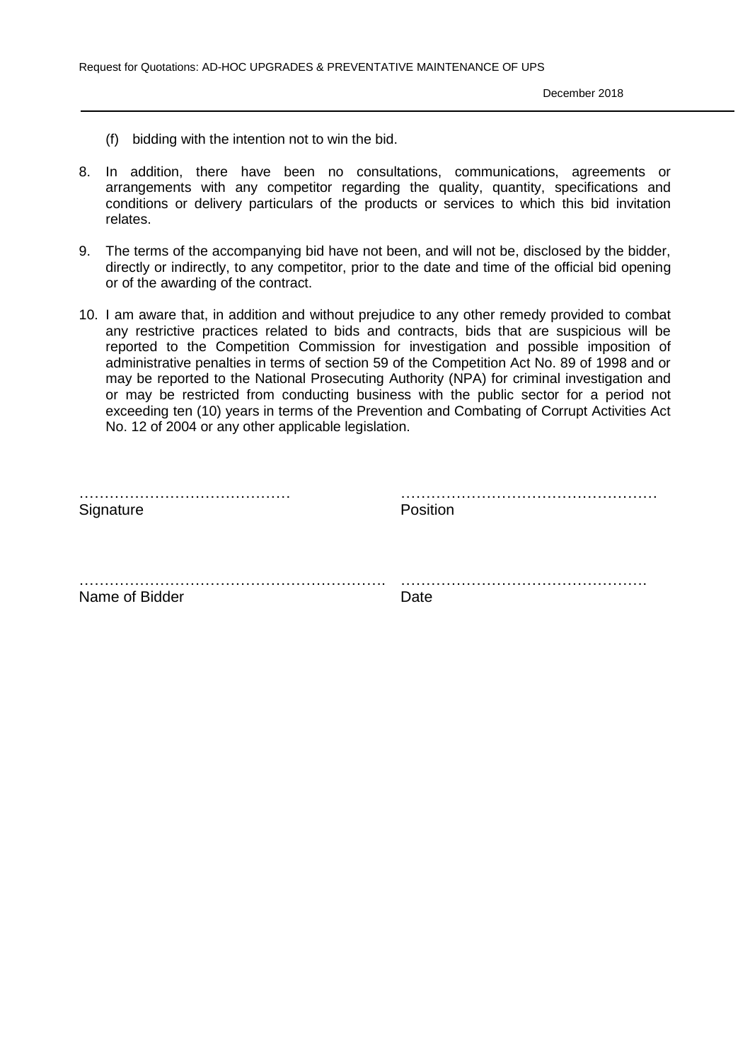(f) bidding with the intention not to win the bid.

8. In addition, there have been no consultations, communications, agreements or arrangements with any competitor regarding the quality, quantity, specifications and conditions or delivery particulars of the products or services to which this bid invitation relates.

9. The terms of the accompanying bid have not been, and will not be, disclosed by the bidder, directly or indirectly, to any competitor, prior to the date and time of the official bid opening or of the awarding of the contract.

10. I am aware that, in addition and without prejudice to any other remedy provided to combat any restrictive practices related to bids and contracts, bids that are suspicious will be reported to the Competition Commission for investigation and possible imposition of administrative penalties in terms of section 59 of the Competition Act No. 89 of 1998 and or may be reported to the National Prosecuting Authority (NPA) for criminal investigation and or may be restricted from conducting business with the public sector for a period not exceeding ten (10) years in terms of the Prevention and Combating of Corrupt Activities Act No. 12 of 2004 or any other applicable legislation.

………………………………… ……………………………………………
Signature Position

…………………………………………………… ……………………………………………
Name of Bidder Date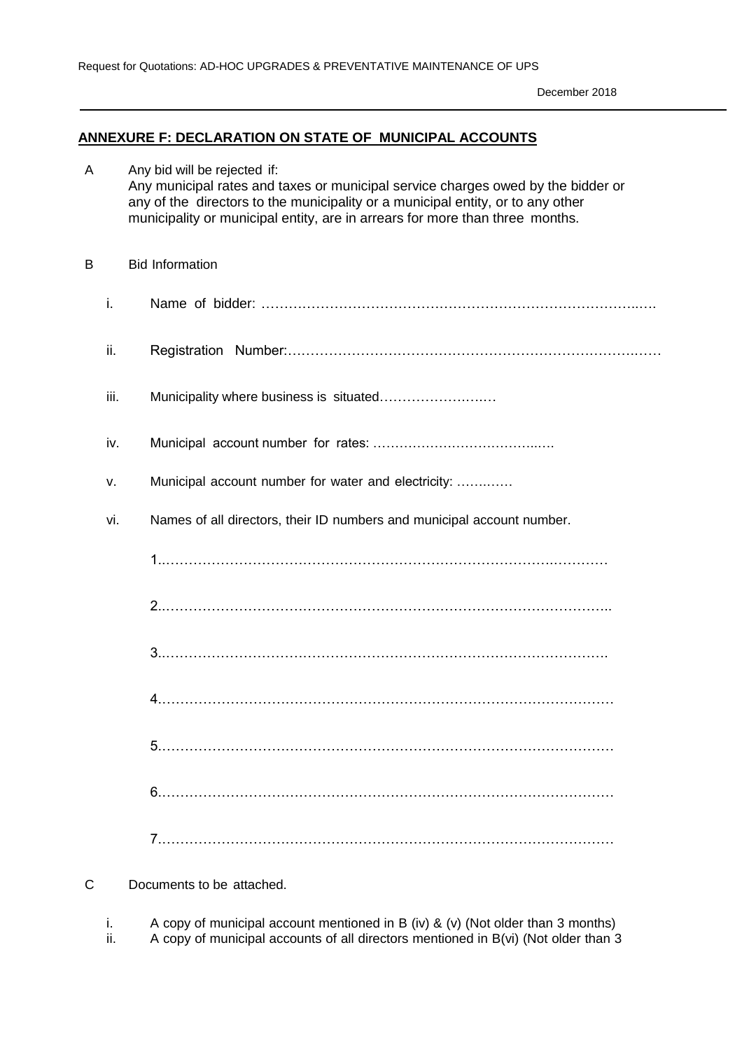## ANNEXURE F: DECLARATION ON STATE OF MUNICIPAL ACCOUNTS

A Any bid will be rejected if:
Any municipal rates and taxes or municipal service charges owed by the bidder or any of the directors to the municipality or a municipal entity, or to any other municipality or municipal entity, are in arrears for more than three months.

B Bid Information

i. Name of bidder: ……………………………………………………………………………..….

ii. Registration Number:……………………………………………………………………….……

iii. Municipality where business is situated…………………….…

iv. Municipal account number for rates: ………………………………..….

v. Municipal account number for water and electricity: ………….

vi. Names of all directors, their ID numbers and municipal account number.

1..………………………………………………………………………….…………

2..……………………………………………………………………………………..

3..…………………………………………………………………………………….

4……………………………………………………………………………………….

5……………………………………………………………………………………….

6……………………………………………………………………………………….

7……………………………………………………………………………………….

C Documents to be attached.

i. A copy of municipal account mentioned in B (iv) & (v) (Not older than 3 months)
ii. A copy of municipal accounts of all directors mentioned in B(vi) (Not older than 3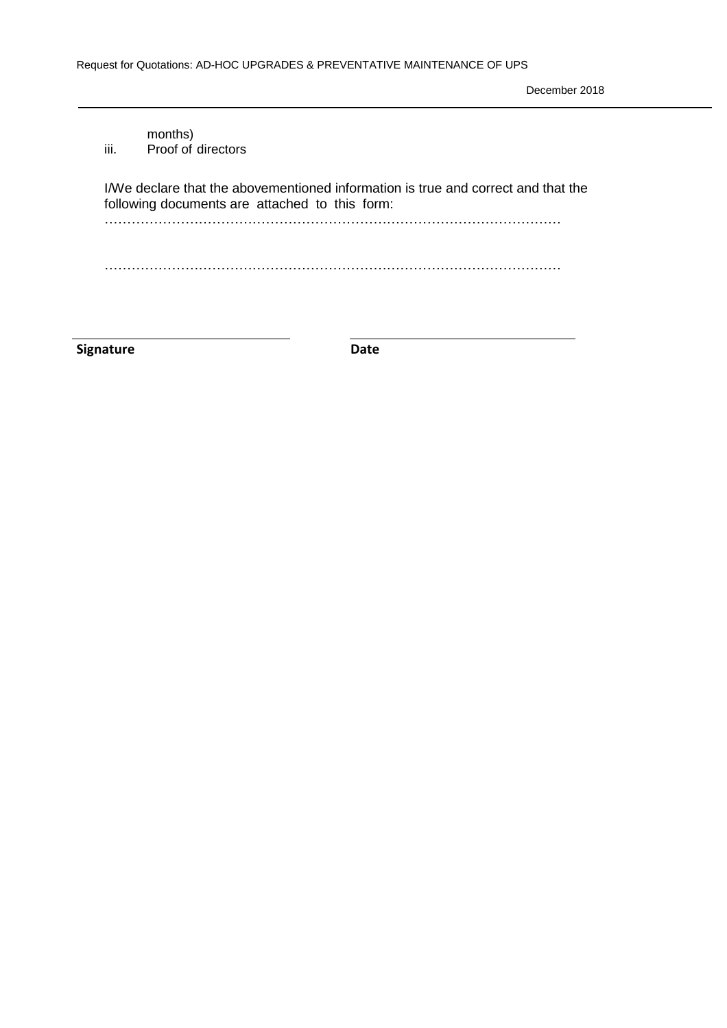months)

iii. Proof of directors

I/We declare that the abovementioned information is true and correct and that the following documents are attached to this form:

…………………………………………………………………………………………

…………………………………………………………………………………………

| | |
|---|---|
| **Signature** | **Date** |